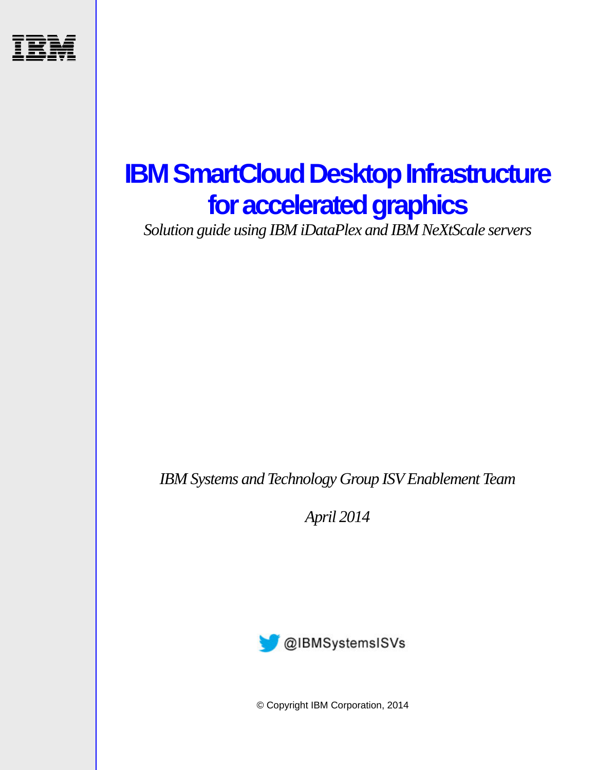# IBM SmartCloud Desktop Infrastructure for accelerated graphics

*Solution guide using IBM iDataPlex and IBM NeXtScale servers*

*IBM Systems and Technology Group ISV Enablement Team*

*April 2014*

@IBMSystemsISVs

© Copyright IBM Corporation, 2014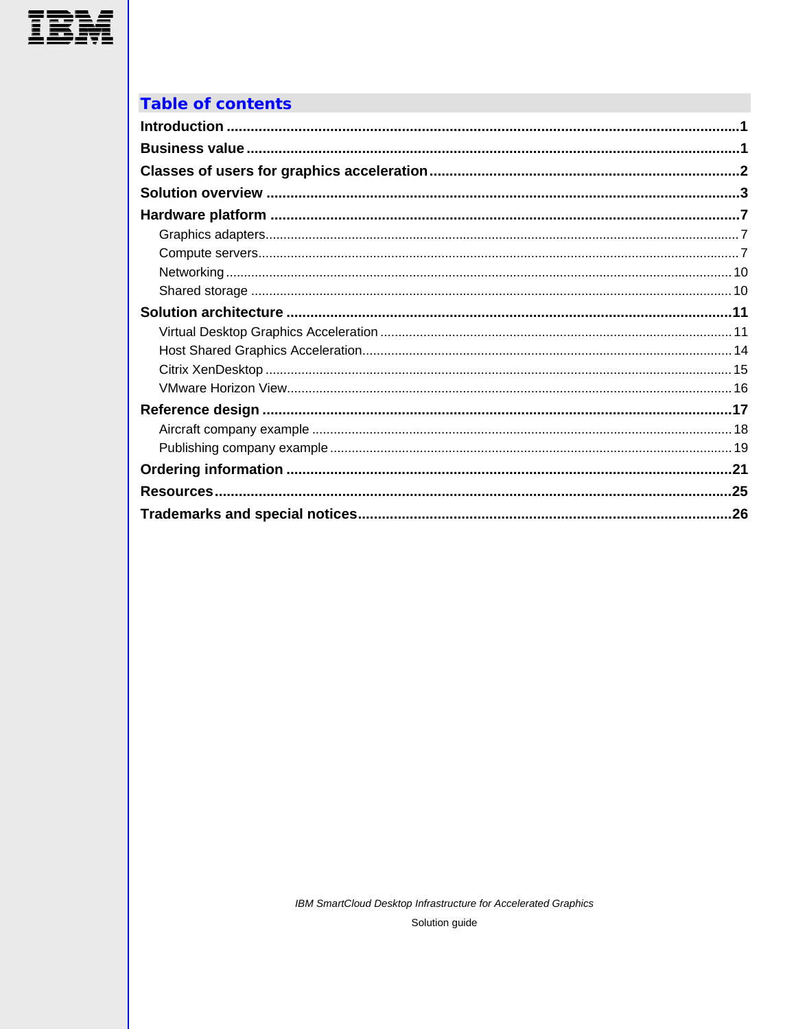## Table of contents

**Introduction** ..... 1

**Business value** ..... 1

**Classes of users for graphics acceleration** ..... 2

**Solution overview** ..... 3

**Hardware platform** ..... 7

- Graphics adapters ..... 7
- Compute servers ..... 7
- Networking ..... 10
- Shared storage ..... 10

**Solution architecture** ..... 11

- Virtual Desktop Graphics Acceleration ..... 11
- Host Shared Graphics Acceleration ..... 14
- Citrix XenDesktop ..... 15
- VMware Horizon View ..... 16

**Reference design** ..... 17

- Aircraft company example ..... 18
- Publishing company example ..... 19

**Ordering information** ..... 21

**Resources** ..... 25

**Trademarks and special notices** ..... 26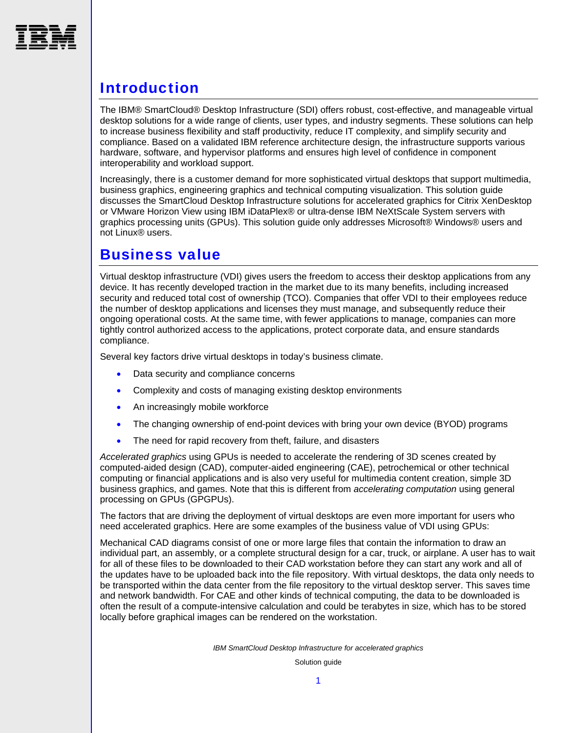## Introduction

The IBM® SmartCloud® Desktop Infrastructure (SDI) offers robust, cost-effective, and manageable virtual desktop solutions for a wide range of clients, user types, and industry segments. These solutions can help to increase business flexibility and staff productivity, reduce IT complexity, and simplify security and compliance. Based on a validated IBM reference architecture design, the infrastructure supports various hardware, software, and hypervisor platforms and ensures high level of confidence in component interoperability and workload support.

Increasingly, there is a customer demand for more sophisticated virtual desktops that support multimedia, business graphics, engineering graphics and technical computing visualization. This solution guide discusses the SmartCloud Desktop Infrastructure solutions for accelerated graphics for Citrix XenDesktop or VMware Horizon View using IBM iDataPlex® or ultra-dense IBM NeXtScale System servers with graphics processing units (GPUs). This solution guide only addresses Microsoft® Windows® users and not Linux® users.

## Business value

Virtual desktop infrastructure (VDI) gives users the freedom to access their desktop applications from any device. It has recently developed traction in the market due to its many benefits, including increased security and reduced total cost of ownership (TCO). Companies that offer VDI to their employees reduce the number of desktop applications and licenses they must manage, and subsequently reduce their ongoing operational costs. At the same time, with fewer applications to manage, companies can more tightly control authorized access to the applications, protect corporate data, and ensure standards compliance.

Several key factors drive virtual desktops in today's business climate.

- Data security and compliance concerns
- Complexity and costs of managing existing desktop environments
- An increasingly mobile workforce
- The changing ownership of end-point devices with bring your own device (BYOD) programs
- The need for rapid recovery from theft, failure, and disasters

*Accelerated graphics* using GPUs is needed to accelerate the rendering of 3D scenes created by computed-aided design (CAD), computer-aided engineering (CAE), petrochemical or other technical computing or financial applications and is also very useful for multimedia content creation, simple 3D business graphics, and games. Note that this is different from *accelerating computation* using general processing on GPUs (GPGPUs).

The factors that are driving the deployment of virtual desktops are even more important for users who need accelerated graphics. Here are some examples of the business value of VDI using GPUs:

Mechanical CAD diagrams consist of one or more large files that contain the information to draw an individual part, an assembly, or a complete structural design for a car, truck, or airplane. A user has to wait for all of these files to be downloaded to their CAD workstation before they can start any work and all of the updates have to be uploaded back into the file repository. With virtual desktops, the data only needs to be transported within the data center from the file repository to the virtual desktop server. This saves time and network bandwidth. For CAE and other kinds of technical computing, the data to be downloaded is often the result of a compute-intensive calculation and could be terabytes in size, which has to be stored locally before graphical images can be rendered on the workstation.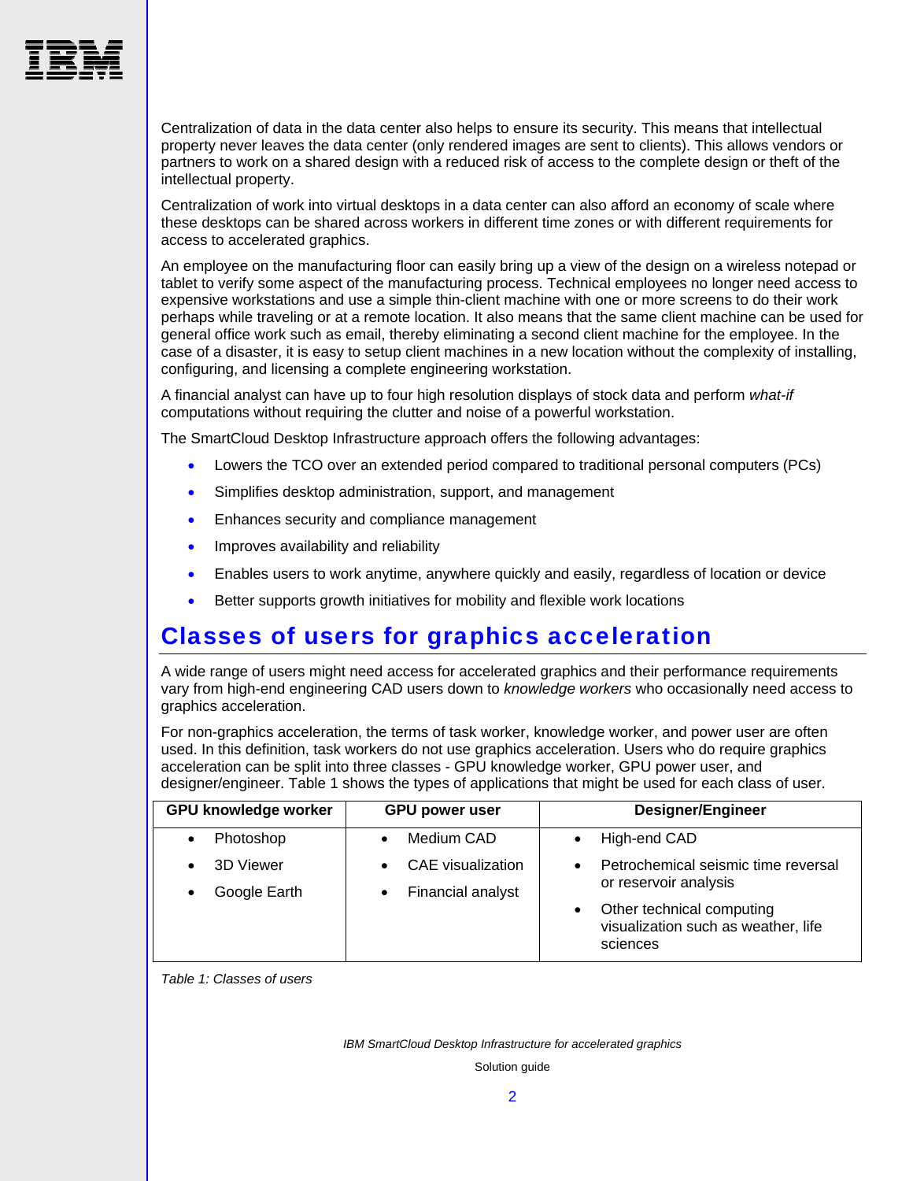Centralization of data in the data center also helps to ensure its security. This means that intellectual property never leaves the data center (only rendered images are sent to clients). This allows vendors or partners to work on a shared design with a reduced risk of access to the complete design or theft of the intellectual property.

Centralization of work into virtual desktops in a data center can also afford an economy of scale where these desktops can be shared across workers in different time zones or with different requirements for access to accelerated graphics.

An employee on the manufacturing floor can easily bring up a view of the design on a wireless notepad or tablet to verify some aspect of the manufacturing process. Technical employees no longer need access to expensive workstations and use a simple thin-client machine with one or more screens to do their work perhaps while traveling or at a remote location. It also means that the same client machine can be used for general office work such as email, thereby eliminating a second client machine for the employee. In the case of a disaster, it is easy to setup client machines in a new location without the complexity of installing, configuring, and licensing a complete engineering workstation.

A financial analyst can have up to four high resolution displays of stock data and perform *what-if* computations without requiring the clutter and noise of a powerful workstation.

The SmartCloud Desktop Infrastructure approach offers the following advantages:

- Lowers the TCO over an extended period compared to traditional personal computers (PCs)
- Simplifies desktop administration, support, and management
- Enhances security and compliance management
- Improves availability and reliability
- Enables users to work anytime, anywhere quickly and easily, regardless of location or device
- Better supports growth initiatives for mobility and flexible work locations

## Classes of users for graphics acceleration

A wide range of users might need access for accelerated graphics and their performance requirements vary from high-end engineering CAD users down to *knowledge workers* who occasionally need access to graphics acceleration.

For non-graphics acceleration, the terms of task worker, knowledge worker, and power user are often used. In this definition, task workers do not use graphics acceleration. Users who do require graphics acceleration can be split into three classes - GPU knowledge worker, GPU power user, and designer/engineer. Table 1 shows the types of applications that might be used for each class of user.

| GPU knowledge worker | GPU power user | Designer/Engineer |
|---|---|---|
| • Photoshop<br>• 3D Viewer<br>• Google Earth | • Medium CAD<br>• CAE visualization<br>• Financial analyst | • High-end CAD<br>• Petrochemical seismic time reversal or reservoir analysis<br>• Other technical computing visualization such as weather, life sciences |

*Table 1: Classes of users*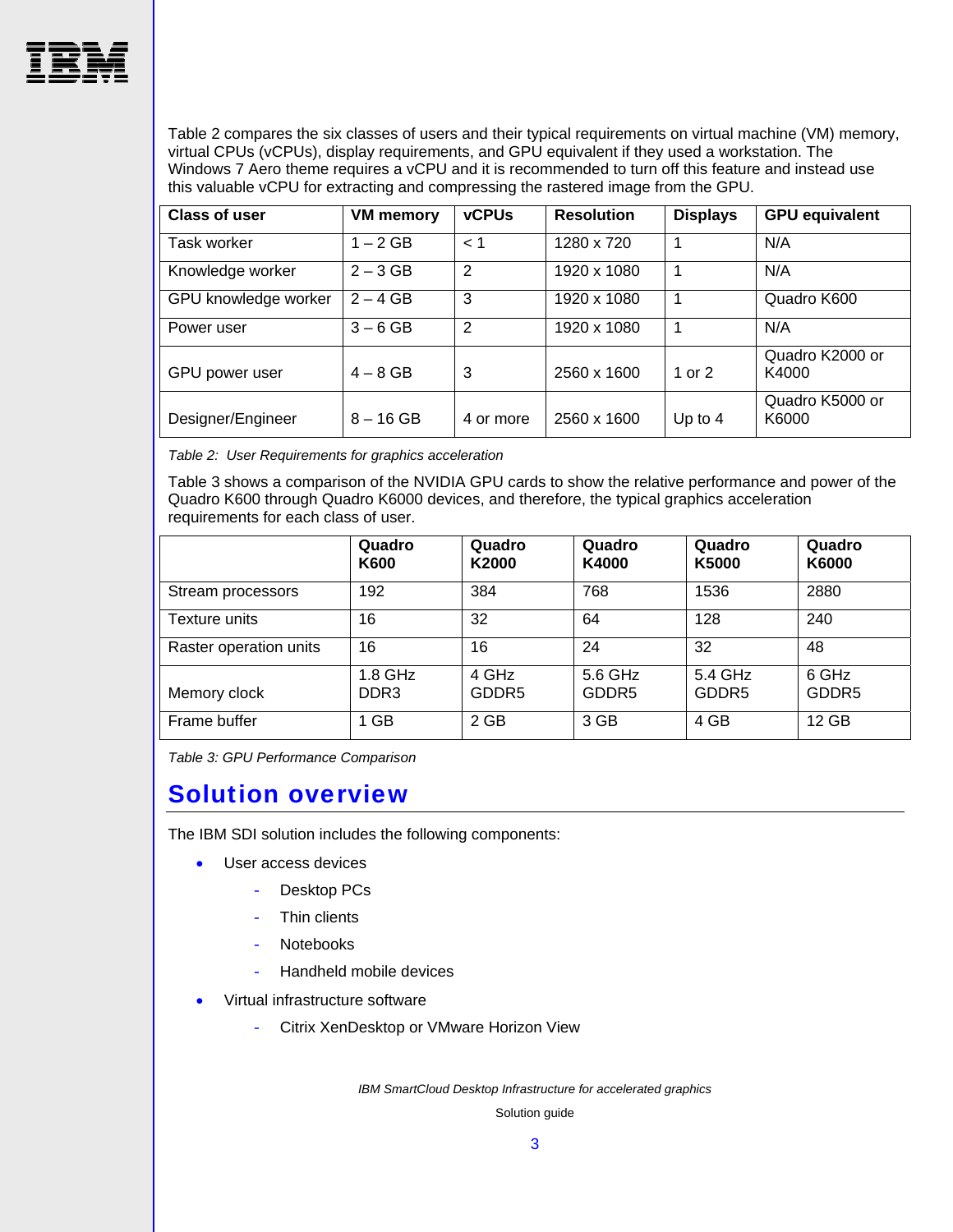Table 2 compares the six classes of users and their typical requirements on virtual machine (VM) memory, virtual CPUs (vCPUs), display requirements, and GPU equivalent if they used a workstation. The Windows 7 Aero theme requires a vCPU and it is recommended to turn off this feature and instead use this valuable vCPU for extracting and compressing the rastered image from the GPU.

| Class of user | VM memory | vCPUs | Resolution | Displays | GPU equivalent |
|---|---|---|---|---|---|
| Task worker | 1 – 2 GB | < 1 | 1280 x 720 | 1 | N/A |
| Knowledge worker | 2 – 3 GB | 2 | 1920 x 1080 | 1 | N/A |
| GPU knowledge worker | 2 – 4 GB | 3 | 1920 x 1080 | 1 | Quadro K600 |
| Power user | 3 – 6 GB | 2 | 1920 x 1080 | 1 | N/A |
| GPU power user | 4 – 8 GB | 3 | 2560 x 1600 | 1 or 2 | Quadro K2000 or K4000 |
| Designer/Engineer | 8 – 16 GB | 4 or more | 2560 x 1600 | Up to 4 | Quadro K5000 or K6000 |

*Table 2: User Requirements for graphics acceleration*

Table 3 shows a comparison of the NVIDIA GPU cards to show the relative performance and power of the Quadro K600 through Quadro K6000 devices, and therefore, the typical graphics acceleration requirements for each class of user.

| | Quadro K600 | Quadro K2000 | Quadro K4000 | Quadro K5000 | Quadro K6000 |
|---|---|---|---|---|---|
| Stream processors | 192 | 384 | 768 | 1536 | 2880 |
| Texture units | 16 | 32 | 64 | 128 | 240 |
| Raster operation units | 16 | 16 | 24 | 32 | 48 |
| Memory clock | 1.8 GHz DDR3 | 4 GHz GDDR5 | 5.6 GHz GDDR5 | 5.4 GHz GDDR5 | 6 GHz GDDR5 |
| Frame buffer | 1 GB | 2 GB | 3 GB | 4 GB | 12 GB |

*Table 3: GPU Performance Comparison*

## Solution overview

The IBM SDI solution includes the following components:

- User access devices
  - Desktop PCs
  - Thin clients
  - Notebooks
  - Handheld mobile devices
- Virtual infrastructure software
  - Citrix XenDesktop or VMware Horizon View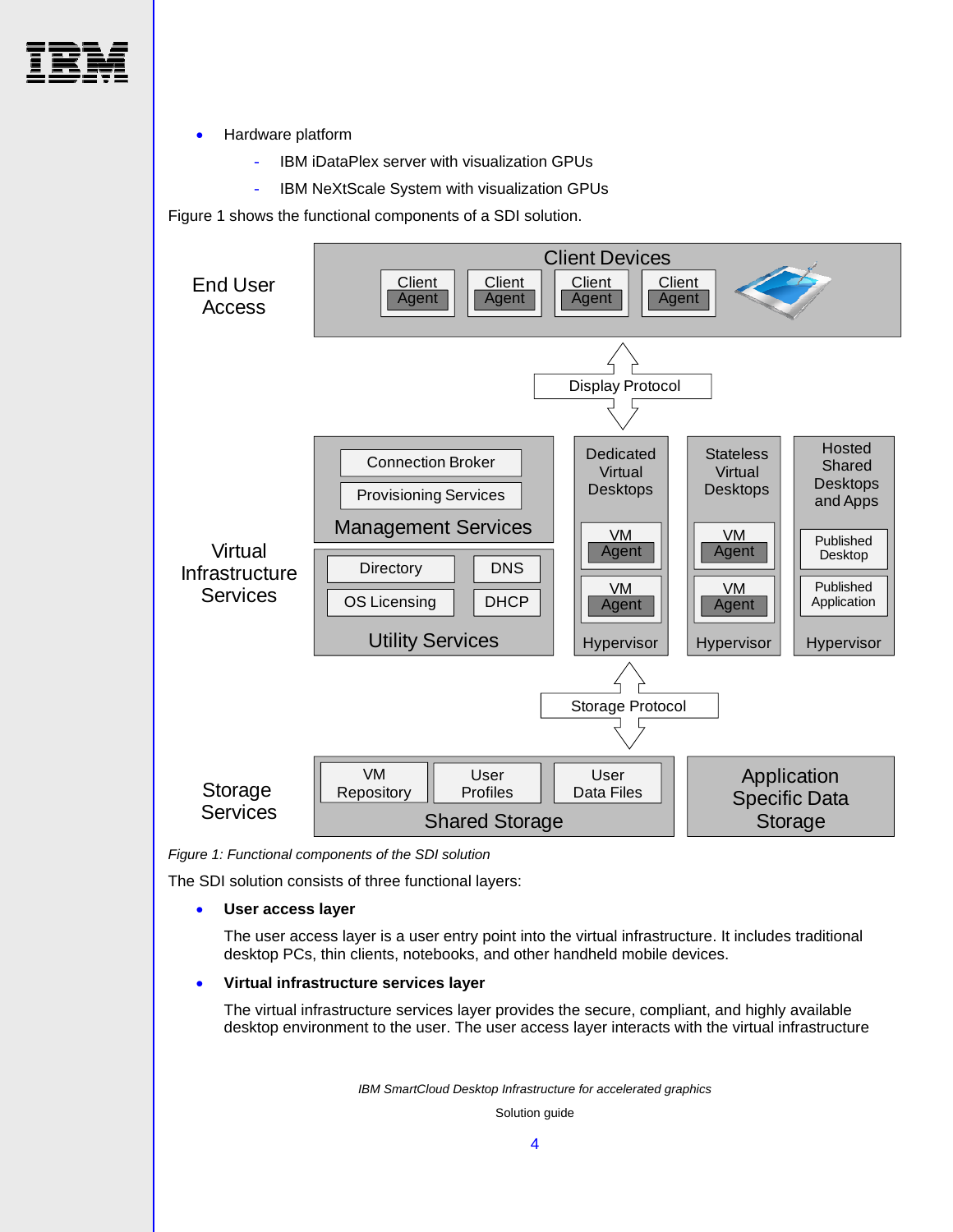- Hardware platform
  - IBM iDataPlex server with visualization GPUs
  - IBM NeXtScale System with visualization GPUs

Figure 1 shows the functional components of a SDI solution.

*Figure 1: Functional components of the SDI solution*

The SDI solution consists of three functional layers:

- **User access layer**

  The user access layer is a user entry point into the virtual infrastructure. It includes traditional desktop PCs, thin clients, notebooks, and other handheld mobile devices.

- **Virtual infrastructure services layer**

  The virtual infrastructure services layer provides the secure, compliant, and highly available desktop environment to the user. The user access layer interacts with the virtual infrastructure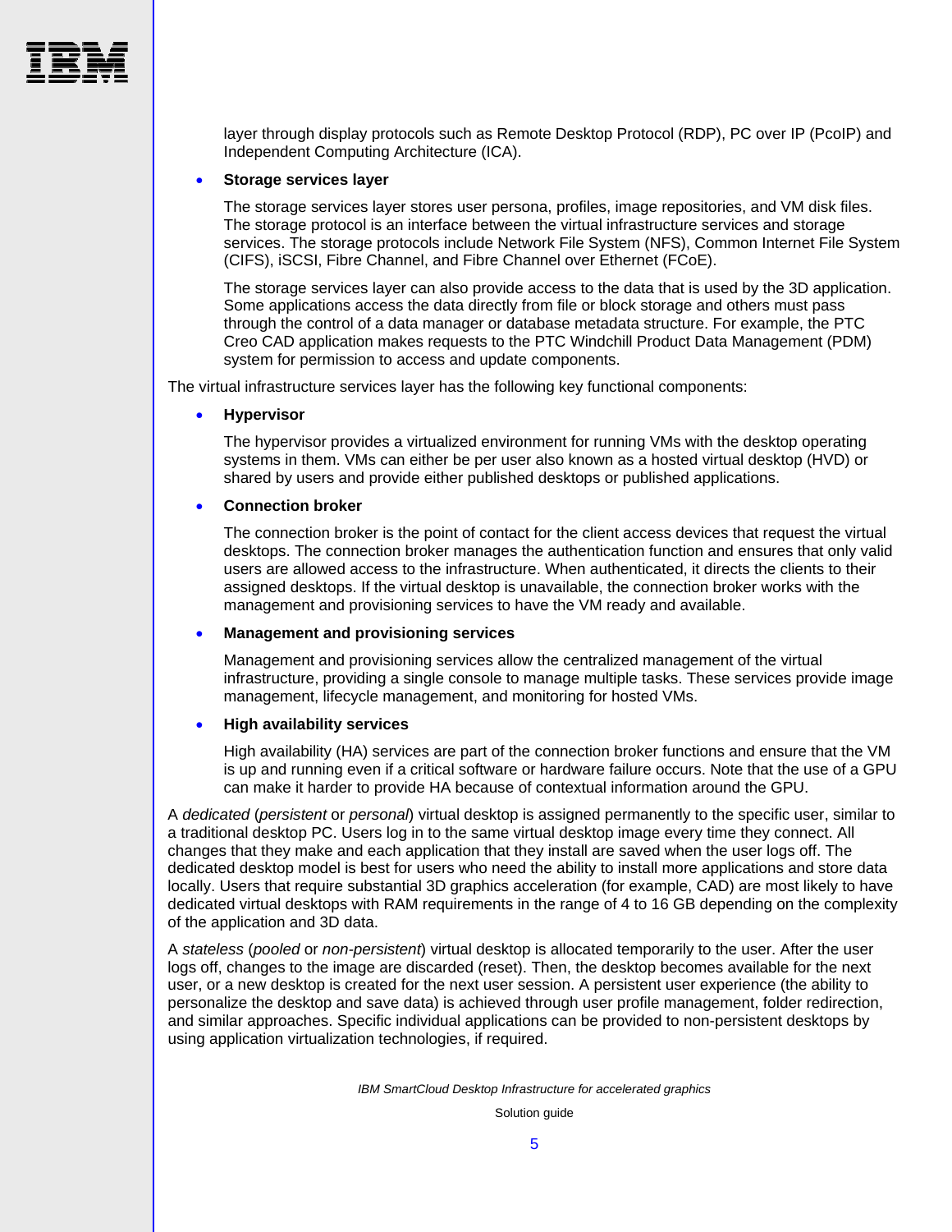layer through display protocols such as Remote Desktop Protocol (RDP), PC over IP (PcoIP) and Independent Computing Architecture (ICA).

- **Storage services layer**

  The storage services layer stores user persona, profiles, image repositories, and VM disk files. The storage protocol is an interface between the virtual infrastructure services and storage services. The storage protocols include Network File System (NFS), Common Internet File System (CIFS), iSCSI, Fibre Channel, and Fibre Channel over Ethernet (FCoE).

  The storage services layer can also provide access to the data that is used by the 3D application. Some applications access the data directly from file or block storage and others must pass through the control of a data manager or database metadata structure. For example, the PTC Creo CAD application makes requests to the PTC Windchill Product Data Management (PDM) system for permission to access and update components.

The virtual infrastructure services layer has the following key functional components:

- **Hypervisor**

  The hypervisor provides a virtualized environment for running VMs with the desktop operating systems in them. VMs can either be per user also known as a hosted virtual desktop (HVD) or shared by users and provide either published desktops or published applications.

- **Connection broker**

  The connection broker is the point of contact for the client access devices that request the virtual desktops. The connection broker manages the authentication function and ensures that only valid users are allowed access to the infrastructure. When authenticated, it directs the clients to their assigned desktops. If the virtual desktop is unavailable, the connection broker works with the management and provisioning services to have the VM ready and available.

- **Management and provisioning services**

  Management and provisioning services allow the centralized management of the virtual infrastructure, providing a single console to manage multiple tasks. These services provide image management, lifecycle management, and monitoring for hosted VMs.

- **High availability services**

  High availability (HA) services are part of the connection broker functions and ensure that the VM is up and running even if a critical software or hardware failure occurs. Note that the use of a GPU can make it harder to provide HA because of contextual information around the GPU.

A *dedicated* (*persistent* or *personal*) virtual desktop is assigned permanently to the specific user, similar to a traditional desktop PC. Users log in to the same virtual desktop image every time they connect. All changes that they make and each application that they install are saved when the user logs off. The dedicated desktop model is best for users who need the ability to install more applications and store data locally. Users that require substantial 3D graphics acceleration (for example, CAD) are most likely to have dedicated virtual desktops with RAM requirements in the range of 4 to 16 GB depending on the complexity of the application and 3D data.

A *stateless* (*pooled* or *non-persistent*) virtual desktop is allocated temporarily to the user. After the user logs off, changes to the image are discarded (reset). Then, the desktop becomes available for the next user, or a new desktop is created for the next user session. A persistent user experience (the ability to personalize the desktop and save data) is achieved through user profile management, folder redirection, and similar approaches. Specific individual applications can be provided to non-persistent desktops by using application virtualization technologies, if required.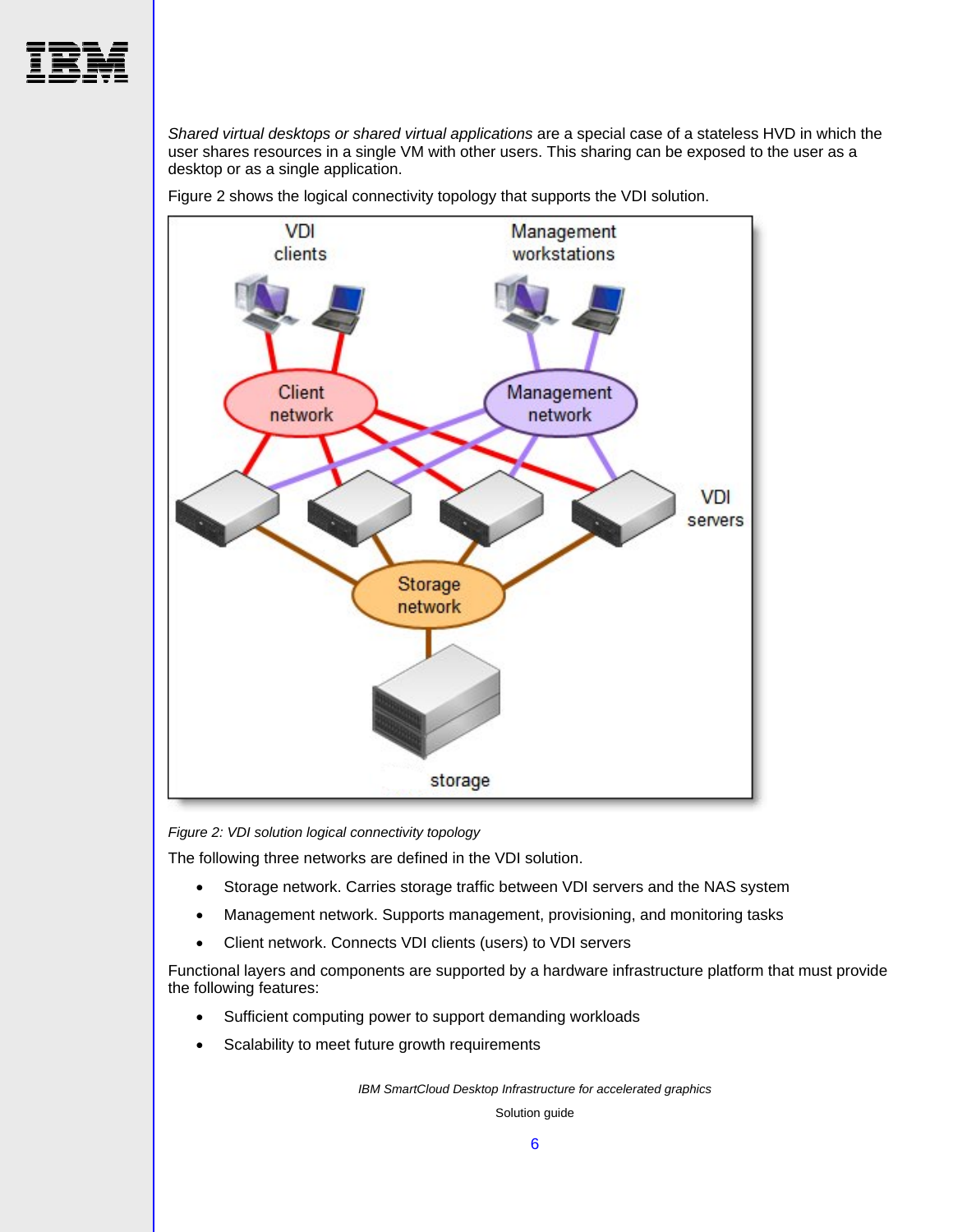*Shared virtual desktops or shared virtual applications* are a special case of a stateless HVD in which the user shares resources in a single VM with other users. This sharing can be exposed to the user as a desktop or as a single application.

Figure 2 shows the logical connectivity topology that supports the VDI solution.

*Figure 2: VDI solution logical connectivity topology*

The following three networks are defined in the VDI solution.

- Storage network. Carries storage traffic between VDI servers and the NAS system
- Management network. Supports management, provisioning, and monitoring tasks
- Client network. Connects VDI clients (users) to VDI servers

Functional layers and components are supported by a hardware infrastructure platform that must provide the following features:

- Sufficient computing power to support demanding workloads
- Scalability to meet future growth requirements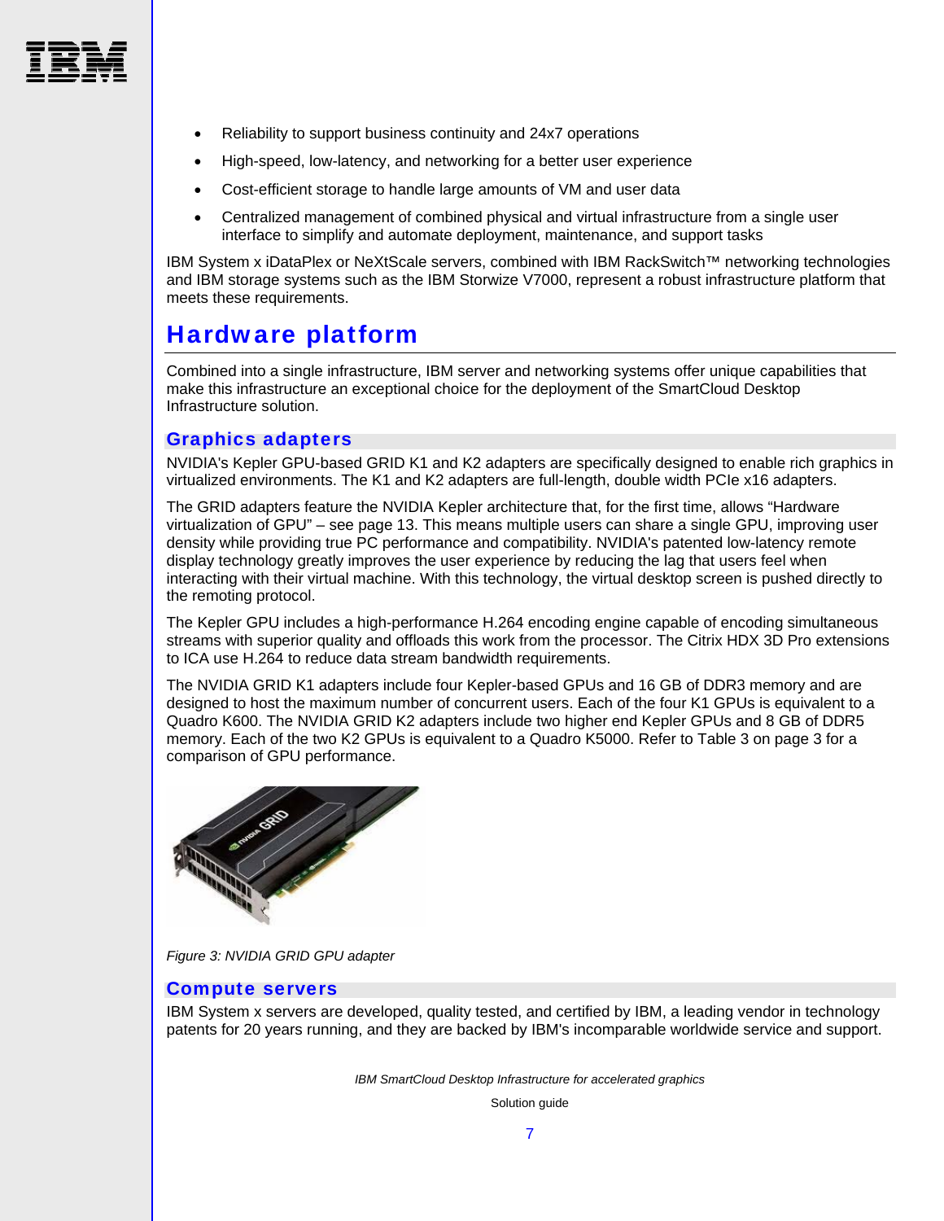- Reliability to support business continuity and 24x7 operations
- High-speed, low-latency, and networking for a better user experience
- Cost-efficient storage to handle large amounts of VM and user data
- Centralized management of combined physical and virtual infrastructure from a single user interface to simplify and automate deployment, maintenance, and support tasks

IBM System x iDataPlex or NeXtScale servers, combined with IBM RackSwitch™ networking technologies and IBM storage systems such as the IBM Storwize V7000, represent a robust infrastructure platform that meets these requirements.

# Hardware platform

Combined into a single infrastructure, IBM server and networking systems offer unique capabilities that make this infrastructure an exceptional choice for the deployment of the SmartCloud Desktop Infrastructure solution.

## Graphics adapters

NVIDIA's Kepler GPU-based GRID K1 and K2 adapters are specifically designed to enable rich graphics in virtualized environments. The K1 and K2 adapters are full-length, double width PCIe x16 adapters.

The GRID adapters feature the NVIDIA Kepler architecture that, for the first time, allows "Hardware virtualization of GPU" – see page 13. This means multiple users can share a single GPU, improving user density while providing true PC performance and compatibility. NVIDIA's patented low-latency remote display technology greatly improves the user experience by reducing the lag that users feel when interacting with their virtual machine. With this technology, the virtual desktop screen is pushed directly to the remoting protocol.

The Kepler GPU includes a high-performance H.264 encoding engine capable of encoding simultaneous streams with superior quality and offloads this work from the processor. The Citrix HDX 3D Pro extensions to ICA use H.264 to reduce data stream bandwidth requirements.

The NVIDIA GRID K1 adapters include four Kepler-based GPUs and 16 GB of DDR3 memory and are designed to host the maximum number of concurrent users. Each of the four K1 GPUs is equivalent to a Quadro K600. The NVIDIA GRID K2 adapters include two higher end Kepler GPUs and 8 GB of DDR5 memory. Each of the two K2 GPUs is equivalent to a Quadro K5000. Refer to Table 3 on page 3 for a comparison of GPU performance.

*Figure 3: NVIDIA GRID GPU adapter*

## Compute servers

IBM System x servers are developed, quality tested, and certified by IBM, a leading vendor in technology patents for 20 years running, and they are backed by IBM's incomparable worldwide service and support.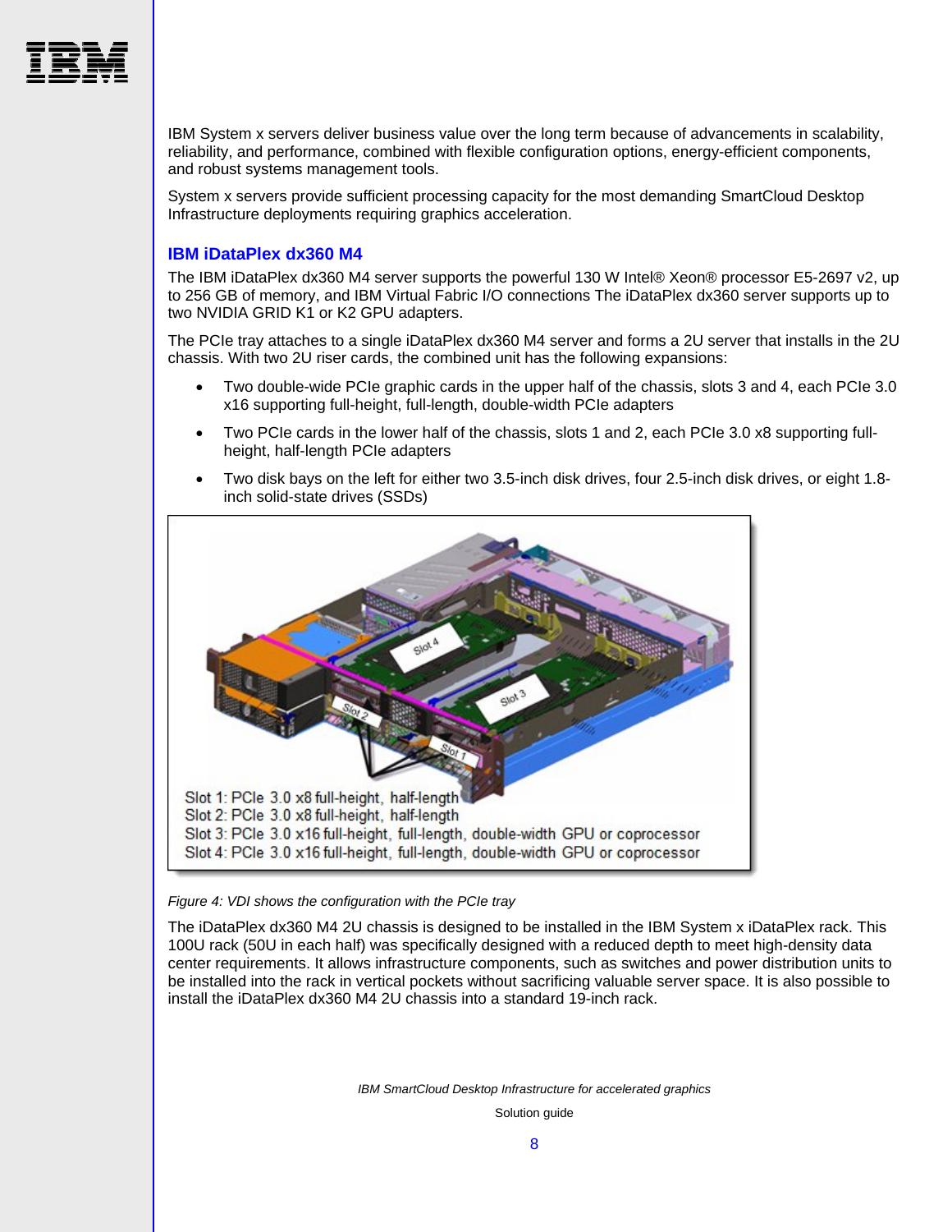IBM System x servers deliver business value over the long term because of advancements in scalability, reliability, and performance, combined with flexible configuration options, energy-efficient components, and robust systems management tools.

System x servers provide sufficient processing capacity for the most demanding SmartCloud Desktop Infrastructure deployments requiring graphics acceleration.

## IBM iDataPlex dx360 M4

The IBM iDataPlex dx360 M4 server supports the powerful 130 W Intel® Xeon® processor E5-2697 v2, up to 256 GB of memory, and IBM Virtual Fabric I/O connections The iDataPlex dx360 server supports up to two NVIDIA GRID K1 or K2 GPU adapters.

The PCIe tray attaches to a single iDataPlex dx360 M4 server and forms a 2U server that installs in the 2U chassis. With two 2U riser cards, the combined unit has the following expansions:

- Two double-wide PCIe graphic cards in the upper half of the chassis, slots 3 and 4, each PCIe 3.0 x16 supporting full-height, full-length, double-width PCIe adapters
- Two PCIe cards in the lower half of the chassis, slots 1 and 2, each PCIe 3.0 x8 supporting full-height, half-length PCIe adapters
- Two disk bays on the left for either two 3.5-inch disk drives, four 2.5-inch disk drives, or eight 1.8-inch solid-state drives (SSDs)

Slot 1: PCIe 3.0 x8 full-height, half-length
Slot 2: PCIe 3.0 x8 full-height, half-length
Slot 3: PCIe 3.0 x16 full-height, full-length, double-width GPU or coprocessor
Slot 4: PCIe 3.0 x16 full-height, full-length, double-width GPU or coprocessor

*Figure 4: VDI shows the configuration with the PCIe tray*

The iDataPlex dx360 M4 2U chassis is designed to be installed in the IBM System x iDataPlex rack. This 100U rack (50U in each half) was specifically designed with a reduced depth to meet high-density data center requirements. It allows infrastructure components, such as switches and power distribution units to be installed into the rack in vertical pockets without sacrificing valuable server space. It is also possible to install the iDataPlex dx360 M4 2U chassis into a standard 19-inch rack.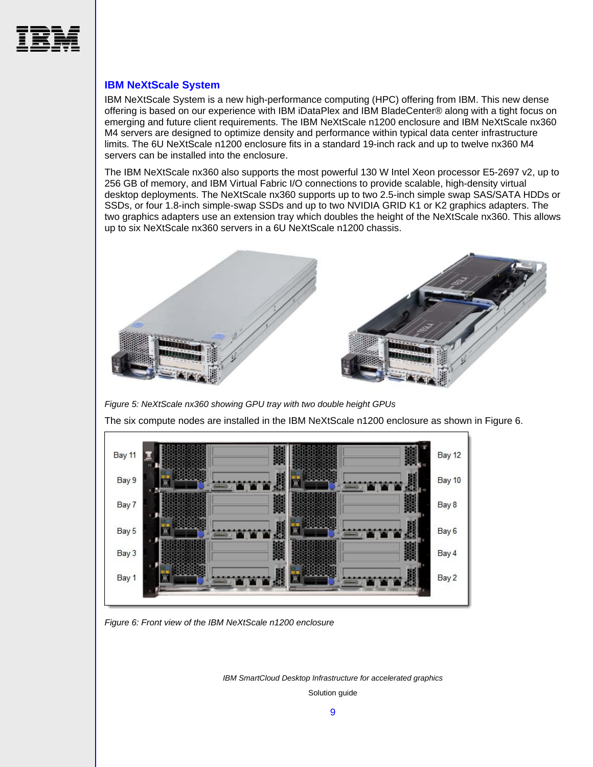## IBM NeXtScale System

IBM NeXtScale System is a new high-performance computing (HPC) offering from IBM. This new dense offering is based on our experience with IBM iDataPlex and IBM BladeCenter® along with a tight focus on emerging and future client requirements. The IBM NeXtScale n1200 enclosure and IBM NeXtScale nx360 M4 servers are designed to optimize density and performance within typical data center infrastructure limits. The 6U NeXtScale n1200 enclosure fits in a standard 19-inch rack and up to twelve nx360 M4 servers can be installed into the enclosure.

The IBM NeXtScale nx360 also supports the most powerful 130 W Intel Xeon processor E5-2697 v2, up to 256 GB of memory, and IBM Virtual Fabric I/O connections to provide scalable, high-density virtual desktop deployments. The NeXtScale nx360 supports up to two 2.5-inch simple swap SAS/SATA HDDs or SSDs, or four 1.8-inch simple-swap SSDs and up to two NVIDIA GRID K1 or K2 graphics adapters. The two graphics adapters use an extension tray which doubles the height of the NeXtScale nx360. This allows up to six NeXtScale nx360 servers in a 6U NeXtScale n1200 chassis.

*Figure 5: NeXtScale nx360 showing GPU tray with two double height GPUs*

The six compute nodes are installed in the IBM NeXtScale n1200 enclosure as shown in Figure 6.

*Figure 6: Front view of the IBM NeXtScale n1200 enclosure*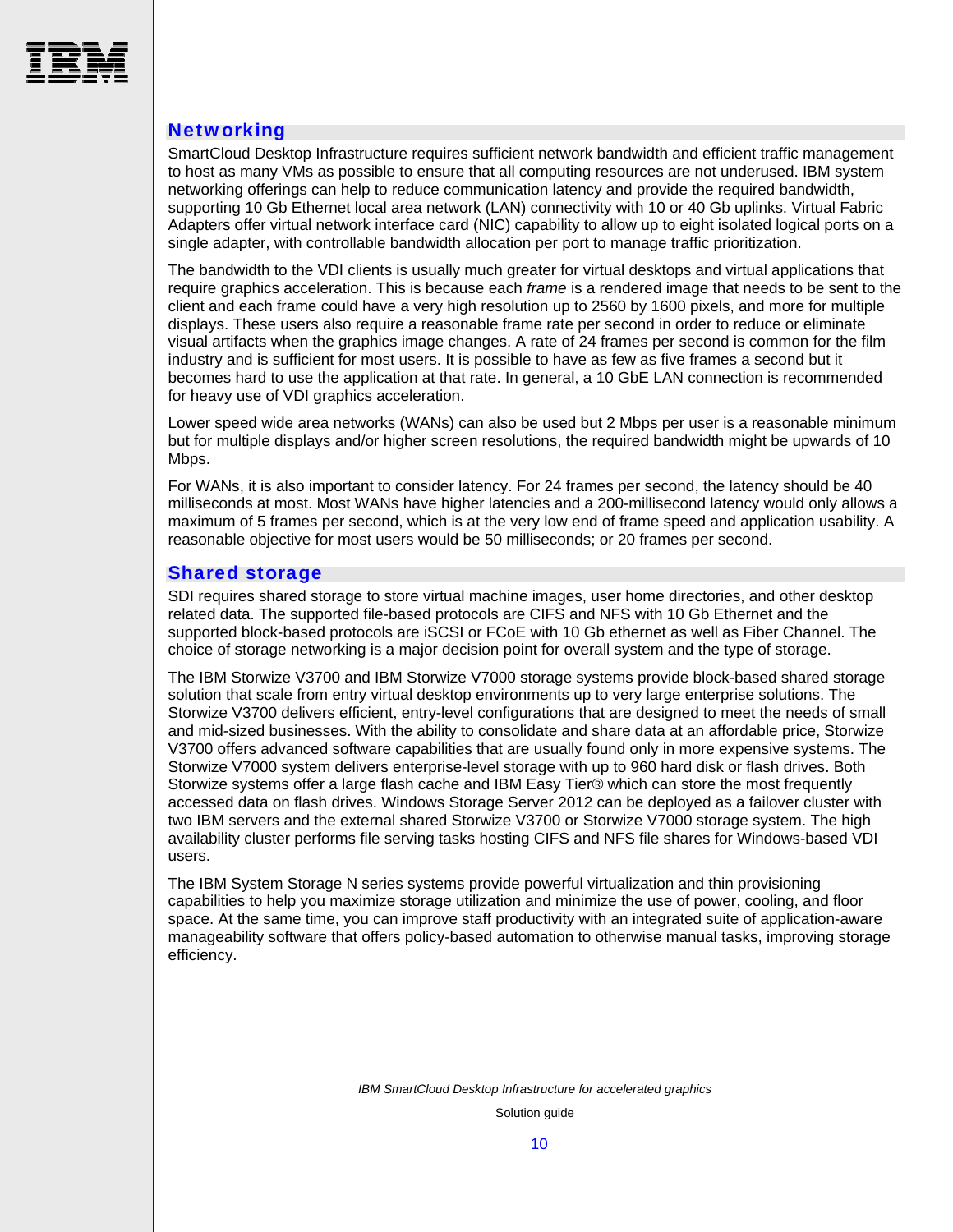## Networking

SmartCloud Desktop Infrastructure requires sufficient network bandwidth and efficient traffic management to host as many VMs as possible to ensure that all computing resources are not underused. IBM system networking offerings can help to reduce communication latency and provide the required bandwidth, supporting 10 Gb Ethernet local area network (LAN) connectivity with 10 or 40 Gb uplinks. Virtual Fabric Adapters offer virtual network interface card (NIC) capability to allow up to eight isolated logical ports on a single adapter, with controllable bandwidth allocation per port to manage traffic prioritization.

The bandwidth to the VDI clients is usually much greater for virtual desktops and virtual applications that require graphics acceleration. This is because each *frame* is a rendered image that needs to be sent to the client and each frame could have a very high resolution up to 2560 by 1600 pixels, and more for multiple displays. These users also require a reasonable frame rate per second in order to reduce or eliminate visual artifacts when the graphics image changes. A rate of 24 frames per second is common for the film industry and is sufficient for most users. It is possible to have as few as five frames a second but it becomes hard to use the application at that rate. In general, a 10 GbE LAN connection is recommended for heavy use of VDI graphics acceleration.

Lower speed wide area networks (WANs) can also be used but 2 Mbps per user is a reasonable minimum but for multiple displays and/or higher screen resolutions, the required bandwidth might be upwards of 10 Mbps.

For WANs, it is also important to consider latency. For 24 frames per second, the latency should be 40 milliseconds at most. Most WANs have higher latencies and a 200-millisecond latency would only allows a maximum of 5 frames per second, which is at the very low end of frame speed and application usability. A reasonable objective for most users would be 50 milliseconds; or 20 frames per second.

## Shared storage

SDI requires shared storage to store virtual machine images, user home directories, and other desktop related data. The supported file-based protocols are CIFS and NFS with 10 Gb Ethernet and the supported block-based protocols are iSCSI or FCoE with 10 Gb ethernet as well as Fiber Channel. The choice of storage networking is a major decision point for overall system and the type of storage.

The IBM Storwize V3700 and IBM Storwize V7000 storage systems provide block-based shared storage solution that scale from entry virtual desktop environments up to very large enterprise solutions. The Storwize V3700 delivers efficient, entry-level configurations that are designed to meet the needs of small and mid-sized businesses. With the ability to consolidate and share data at an affordable price, Storwize V3700 offers advanced software capabilities that are usually found only in more expensive systems. The Storwize V7000 system delivers enterprise-level storage with up to 960 hard disk or flash drives. Both Storwize systems offer a large flash cache and IBM Easy Tier® which can store the most frequently accessed data on flash drives. Windows Storage Server 2012 can be deployed as a failover cluster with two IBM servers and the external shared Storwize V3700 or Storwize V7000 storage system. The high availability cluster performs file serving tasks hosting CIFS and NFS file shares for Windows-based VDI users.

The IBM System Storage N series systems provide powerful virtualization and thin provisioning capabilities to help you maximize storage utilization and minimize the use of power, cooling, and floor space. At the same time, you can improve staff productivity with an integrated suite of application-aware manageability software that offers policy-based automation to otherwise manual tasks, improving storage efficiency.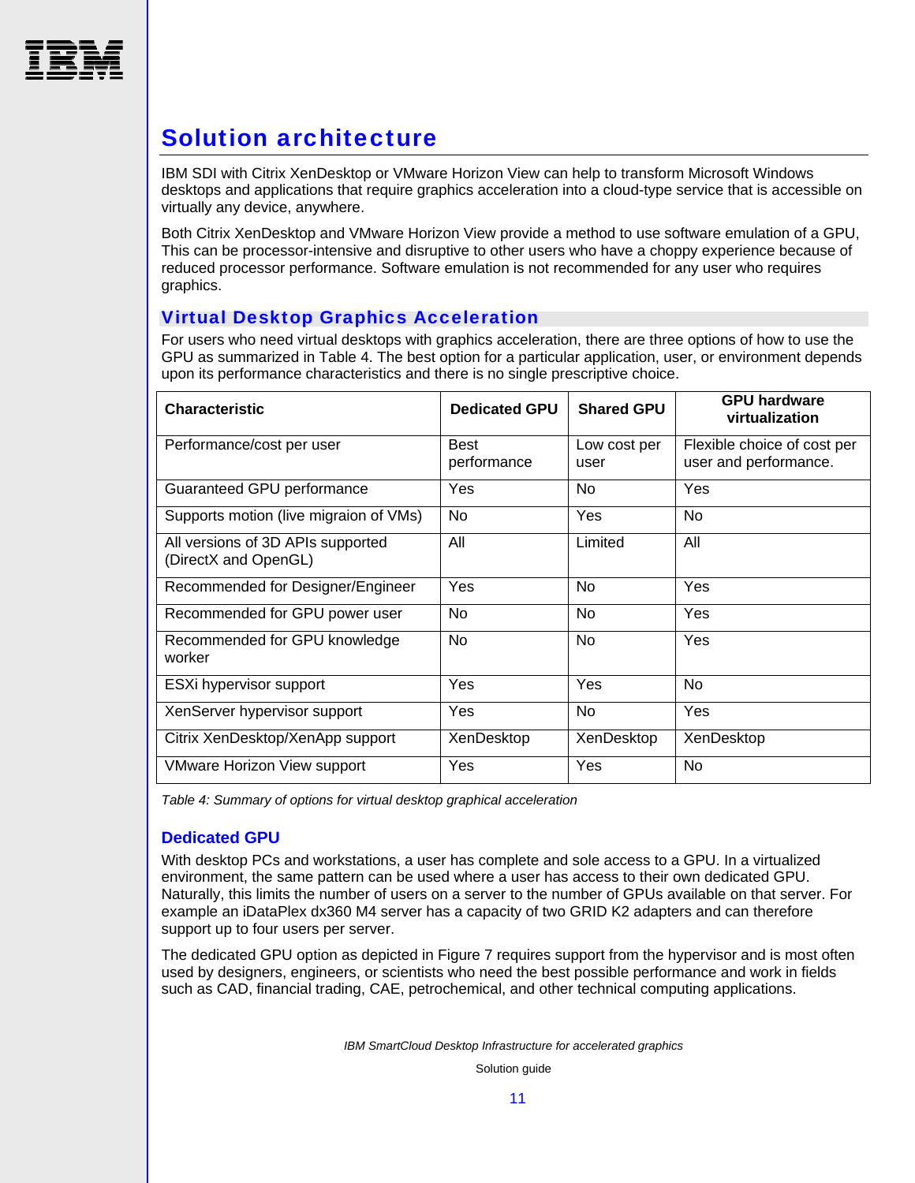# Solution architecture

IBM SDI with Citrix XenDesktop or VMware Horizon View can help to transform Microsoft Windows desktops and applications that require graphics acceleration into a cloud-type service that is accessible on virtually any device, anywhere.

Both Citrix XenDesktop and VMware Horizon View provide a method to use software emulation of a GPU, This can be processor-intensive and disruptive to other users who have a choppy experience because of reduced processor performance. Software emulation is not recommended for any user who requires graphics.

## Virtual Desktop Graphics Acceleration

For users who need virtual desktops with graphics acceleration, there are three options of how to use the GPU as summarized in Table 4. The best option for a particular application, user, or environment depends upon its performance characteristics and there is no single prescriptive choice.

| Characteristic | Dedicated GPU | Shared GPU | GPU hardware virtualization |
|---|---|---|---|
| Performance/cost per user | Best performance | Low cost per user | Flexible choice of cost per user and performance. |
| Guaranteed GPU performance | Yes | No | Yes |
| Supports motion (live migraion of VMs) | No | Yes | No |
| All versions of 3D APIs supported (DirectX and OpenGL) | All | Limited | All |
| Recommended for Designer/Engineer | Yes | No | Yes |
| Recommended for GPU power user | No | No | Yes |
| Recommended for GPU knowledge worker | No | No | Yes |
| ESXi hypervisor support | Yes | Yes | No |
| XenServer hypervisor support | Yes | No | Yes |
| Citrix XenDesktop/XenApp support | XenDesktop | XenDesktop | XenDesktop |
| VMware Horizon View support | Yes | Yes | No |

*Table 4: Summary of options for virtual desktop graphical acceleration*

### Dedicated GPU

With desktop PCs and workstations, a user has complete and sole access to a GPU. In a virtualized environment, the same pattern can be used where a user has access to their own dedicated GPU. Naturally, this limits the number of users on a server to the number of GPUs available on that server. For example an iDataPlex dx360 M4 server has a capacity of two GRID K2 adapters and can therefore support up to four users per server.

The dedicated GPU option as depicted in Figure 7 requires support from the hypervisor and is most often used by designers, engineers, or scientists who need the best possible performance and work in fields such as CAD, financial trading, CAE, petrochemical, and other technical computing applications.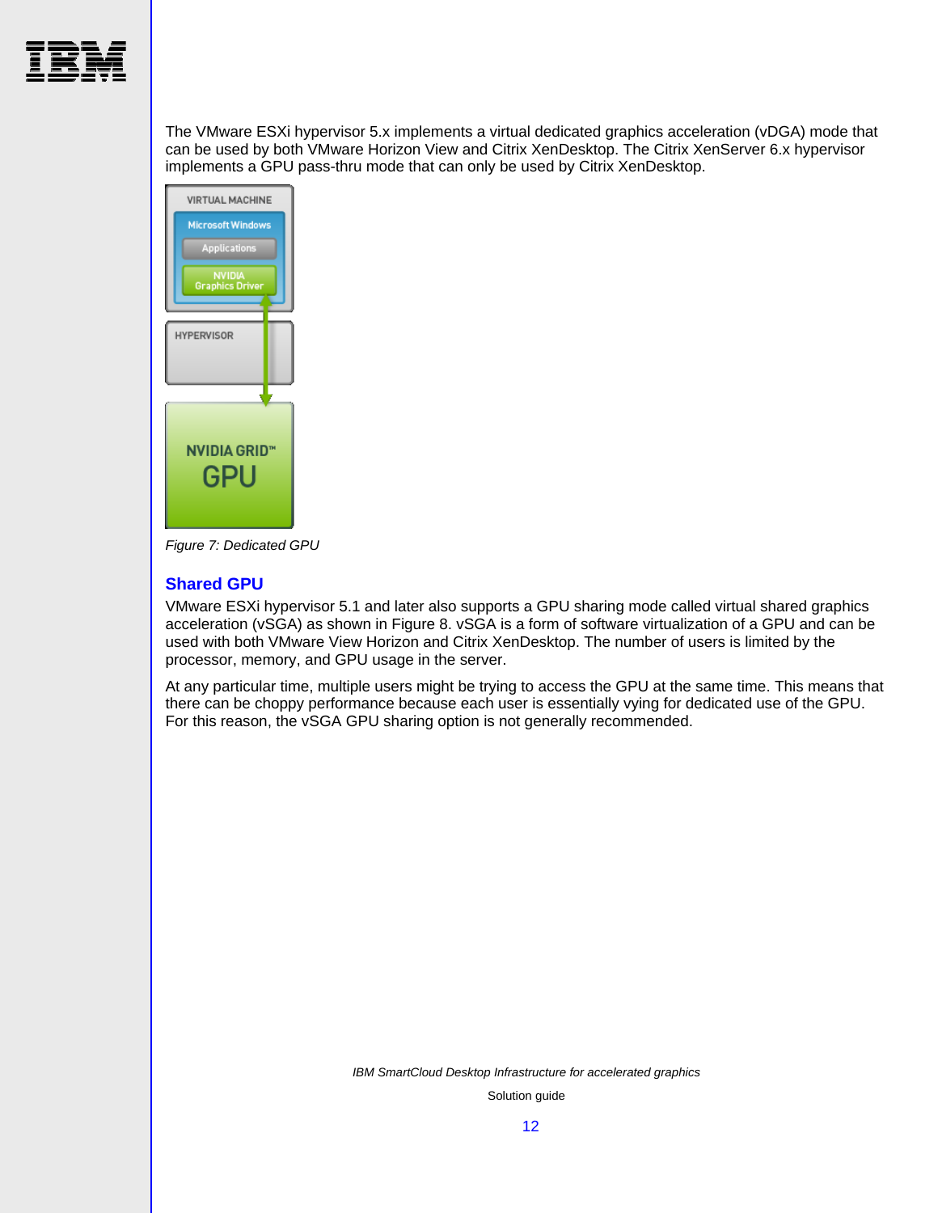The VMware ESXi hypervisor 5.x implements a virtual dedicated graphics acceleration (vDGA) mode that can be used by both VMware Horizon View and Citrix XenDesktop. The Citrix XenServer 6.x hypervisor implements a GPU pass-thru mode that can only be used by Citrix XenDesktop.

*Figure 7: Dedicated GPU*

## Shared GPU

VMware ESXi hypervisor 5.1 and later also supports a GPU sharing mode called virtual shared graphics acceleration (vSGA) as shown in Figure 8. vSGA is a form of software virtualization of a GPU and can be used with both VMware View Horizon and Citrix XenDesktop. The number of users is limited by the processor, memory, and GPU usage in the server.

At any particular time, multiple users might be trying to access the GPU at the same time. This means that there can be choppy performance because each user is essentially vying for dedicated use of the GPU. For this reason, the vSGA GPU sharing option is not generally recommended.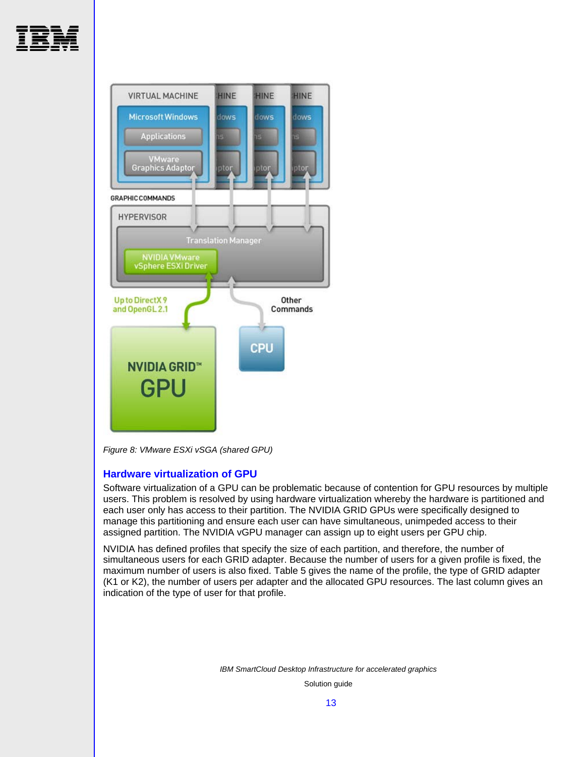*Figure 8: VMware ESXi vSGA (shared GPU)*

### Hardware virtualization of GPU

Software virtualization of a GPU can be problematic because of contention for GPU resources by multiple users. This problem is resolved by using hardware virtualization whereby the hardware is partitioned and each user only has access to their partition. The NVIDIA GRID GPUs were specifically designed to manage this partitioning and ensure each user can have simultaneous, unimpeded access to their assigned partition. The NVIDIA vGPU manager can assign up to eight users per GPU chip.

NVIDIA has defined profiles that specify the size of each partition, and therefore, the number of simultaneous users for each GRID adapter. Because the number of users for a given profile is fixed, the maximum number of users is also fixed. Table 5 gives the name of the profile, the type of GRID adapter (K1 or K2), the number of users per adapter and the allocated GPU resources. The last column gives an indication of the type of user for that profile.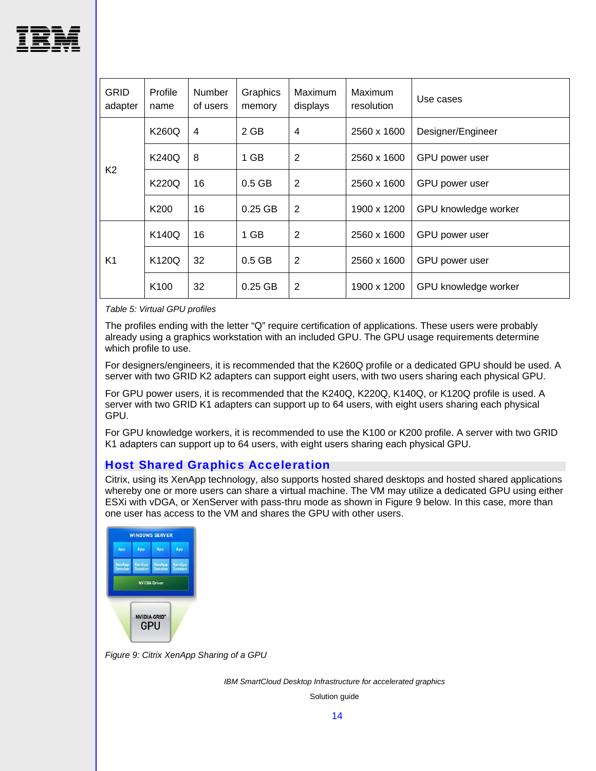| GRID adapter | Profile name | Number of users | Graphics memory | Maximum displays | Maximum resolution | Use cases |
|---|---|---|---|---|---|---|
| K2 | K260Q | 4 | 2 GB | 4 | 2560 x 1600 | Designer/Engineer |
| | K240Q | 8 | 1 GB | 2 | 2560 x 1600 | GPU power user |
| | K220Q | 16 | 0.5 GB | 2 | 2560 x 1600 | GPU power user |
| | K200 | 16 | 0.25 GB | 2 | 1900 x 1200 | GPU knowledge worker |
| K1 | K140Q | 16 | 1 GB | 2 | 2560 x 1600 | GPU power user |
| | K120Q | 32 | 0.5 GB | 2 | 2560 x 1600 | GPU power user |
| | K100 | 32 | 0.25 GB | 2 | 1900 x 1200 | GPU knowledge worker |

*Table 5: Virtual GPU profiles*

The profiles ending with the letter "Q" require certification of applications. These users were probably already using a graphics workstation with an included GPU. The GPU usage requirements determine which profile to use.

For designers/engineers, it is recommended that the K260Q profile or a dedicated GPU should be used. A server with two GRID K2 adapters can support eight users, with two users sharing each physical GPU.

For GPU power users, it is recommended that the K240Q, K220Q, K140Q, or K120Q profile is used. A server with two GRID K1 adapters can support up to 64 users, with eight users sharing each physical GPU.

For GPU knowledge workers, it is recommended to use the K100 or K200 profile. A server with two GRID K1 adapters can support up to 64 users, with eight users sharing each physical GPU.

## Host Shared Graphics Acceleration

Citrix, using its XenApp technology, also supports hosted shared desktops and hosted shared applications whereby one or more users can share a virtual machine. The VM may utilize a dedicated GPU using either ESXi with vDGA, or XenServer with pass-thru mode as shown in Figure 9 below. In this case, more than one user has access to the VM and shares the GPU with other users.

*Figure 9: Citrix XenApp Sharing of a GPU*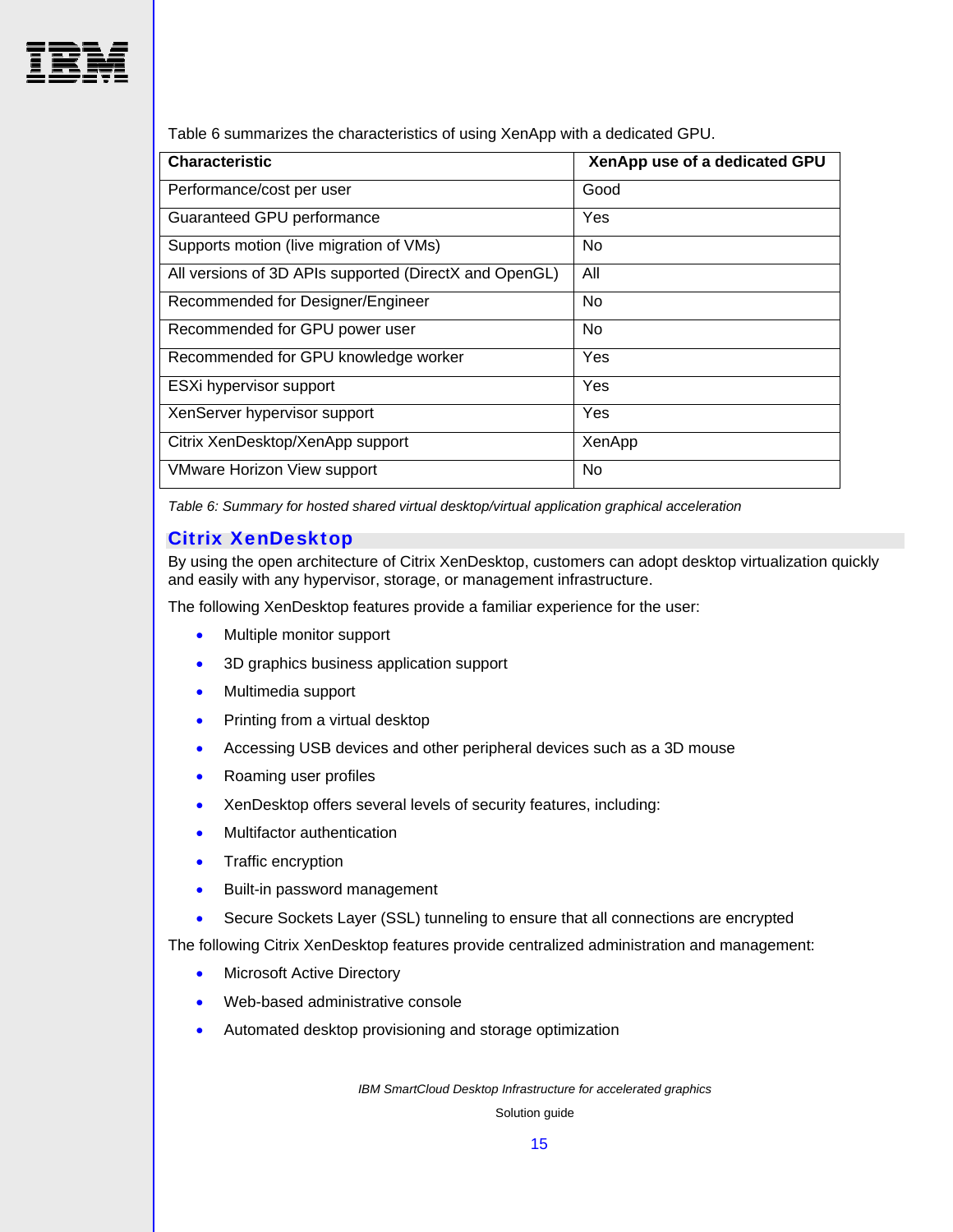Table 6 summarizes the characteristics of using XenApp with a dedicated GPU.

| Characteristic | XenApp use of a dedicated GPU |
|---|---|
| Performance/cost per user | Good |
| Guaranteed GPU performance | Yes |
| Supports motion (live migration of VMs) | No |
| All versions of 3D APIs supported (DirectX and OpenGL) | All |
| Recommended for Designer/Engineer | No |
| Recommended for GPU power user | No |
| Recommended for GPU knowledge worker | Yes |
| ESXi hypervisor support | Yes |
| XenServer hypervisor support | Yes |
| Citrix XenDesktop/XenApp support | XenApp |
| VMware Horizon View support | No |

*Table 6: Summary for hosted shared virtual desktop/virtual application graphical acceleration*

## Citrix XenDesktop

By using the open architecture of Citrix XenDesktop, customers can adopt desktop virtualization quickly and easily with any hypervisor, storage, or management infrastructure.

The following XenDesktop features provide a familiar experience for the user:

- Multiple monitor support
- 3D graphics business application support
- Multimedia support
- Printing from a virtual desktop
- Accessing USB devices and other peripheral devices such as a 3D mouse
- Roaming user profiles
- XenDesktop offers several levels of security features, including:
- Multifactor authentication
- Traffic encryption
- Built-in password management
- Secure Sockets Layer (SSL) tunneling to ensure that all connections are encrypted

The following Citrix XenDesktop features provide centralized administration and management:

- Microsoft Active Directory
- Web-based administrative console
- Automated desktop provisioning and storage optimization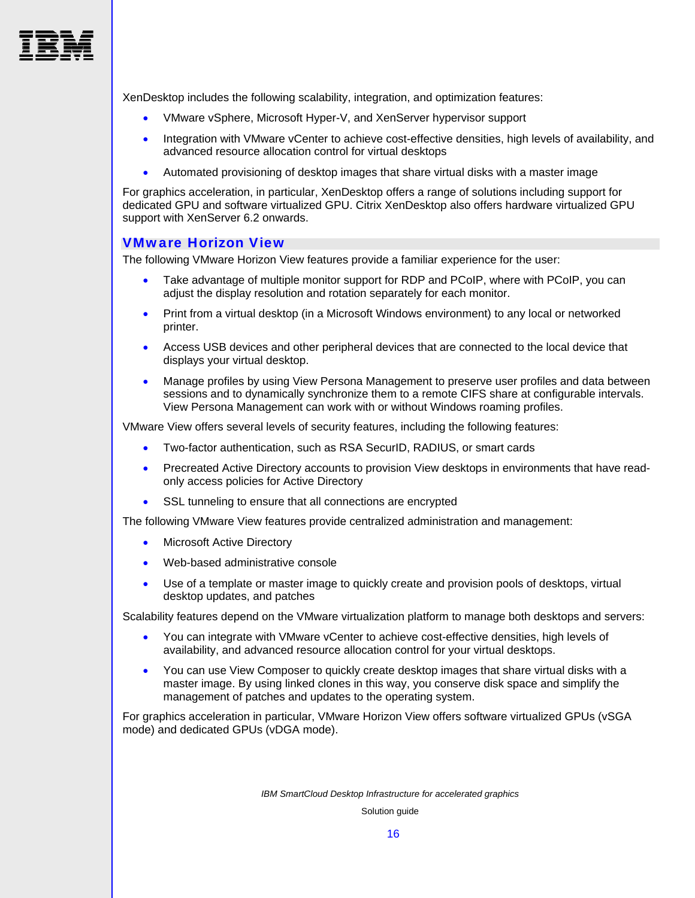XenDesktop includes the following scalability, integration, and optimization features:

- VMware vSphere, Microsoft Hyper-V, and XenServer hypervisor support
- Integration with VMware vCenter to achieve cost-effective densities, high levels of availability, and advanced resource allocation control for virtual desktops
- Automated provisioning of desktop images that share virtual disks with a master image

For graphics acceleration, in particular, XenDesktop offers a range of solutions including support for dedicated GPU and software virtualized GPU. Citrix XenDesktop also offers hardware virtualized GPU support with XenServer 6.2 onwards.

## VMware Horizon View

The following VMware Horizon View features provide a familiar experience for the user:

- Take advantage of multiple monitor support for RDP and PCoIP, where with PCoIP, you can adjust the display resolution and rotation separately for each monitor.
- Print from a virtual desktop (in a Microsoft Windows environment) to any local or networked printer.
- Access USB devices and other peripheral devices that are connected to the local device that displays your virtual desktop.
- Manage profiles by using View Persona Management to preserve user profiles and data between sessions and to dynamically synchronize them to a remote CIFS share at configurable intervals. View Persona Management can work with or without Windows roaming profiles.

VMware View offers several levels of security features, including the following features:

- Two-factor authentication, such as RSA SecurID, RADIUS, or smart cards
- Precreated Active Directory accounts to provision View desktops in environments that have read-only access policies for Active Directory
- SSL tunneling to ensure that all connections are encrypted

The following VMware View features provide centralized administration and management:

- Microsoft Active Directory
- Web-based administrative console
- Use of a template or master image to quickly create and provision pools of desktops, virtual desktop updates, and patches

Scalability features depend on the VMware virtualization platform to manage both desktops and servers:

- You can integrate with VMware vCenter to achieve cost-effective densities, high levels of availability, and advanced resource allocation control for your virtual desktops.
- You can use View Composer to quickly create desktop images that share virtual disks with a master image. By using linked clones in this way, you conserve disk space and simplify the management of patches and updates to the operating system.

For graphics acceleration in particular, VMware Horizon View offers software virtualized GPUs (vSGA mode) and dedicated GPUs (vDGA mode).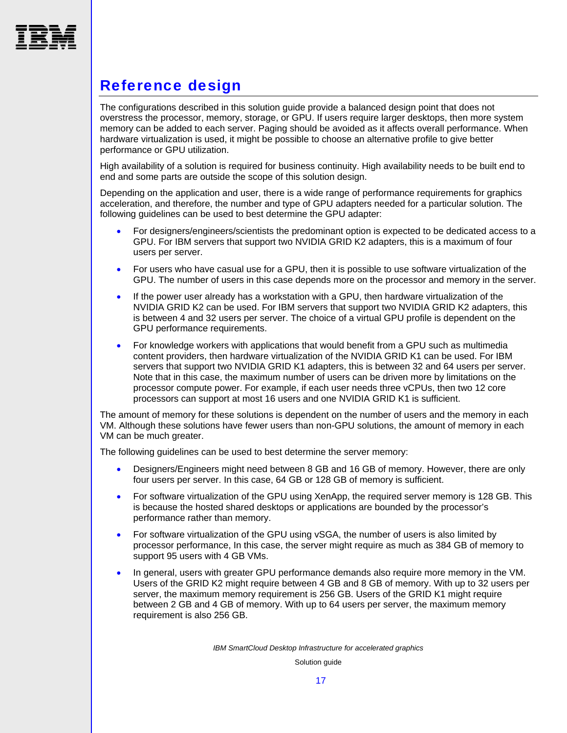## Reference design

The configurations described in this solution guide provide a balanced design point that does not overstress the processor, memory, storage, or GPU. If users require larger desktops, then more system memory can be added to each server. Paging should be avoided as it affects overall performance. When hardware virtualization is used, it might be possible to choose an alternative profile to give better performance or GPU utilization.

High availability of a solution is required for business continuity. High availability needs to be built end to end and some parts are outside the scope of this solution design.

Depending on the application and user, there is a wide range of performance requirements for graphics acceleration, and therefore, the number and type of GPU adapters needed for a particular solution. The following guidelines can be used to best determine the GPU adapter:

- For designers/engineers/scientists the predominant option is expected to be dedicated access to a GPU. For IBM servers that support two NVIDIA GRID K2 adapters, this is a maximum of four users per server.
- For users who have casual use for a GPU, then it is possible to use software virtualization of the GPU. The number of users in this case depends more on the processor and memory in the server.
- If the power user already has a workstation with a GPU, then hardware virtualization of the NVIDIA GRID K2 can be used. For IBM servers that support two NVIDIA GRID K2 adapters, this is between 4 and 32 users per server. The choice of a virtual GPU profile is dependent on the GPU performance requirements.
- For knowledge workers with applications that would benefit from a GPU such as multimedia content providers, then hardware virtualization of the NVIDIA GRID K1 can be used. For IBM servers that support two NVIDIA GRID K1 adapters, this is between 32 and 64 users per server. Note that in this case, the maximum number of users can be driven more by limitations on the processor compute power. For example, if each user needs three vCPUs, then two 12 core processors can support at most 16 users and one NVIDIA GRID K1 is sufficient.

The amount of memory for these solutions is dependent on the number of users and the memory in each VM. Although these solutions have fewer users than non-GPU solutions, the amount of memory in each VM can be much greater.

The following guidelines can be used to best determine the server memory:

- Designers/Engineers might need between 8 GB and 16 GB of memory. However, there are only four users per server. In this case, 64 GB or 128 GB of memory is sufficient.
- For software virtualization of the GPU using XenApp, the required server memory is 128 GB. This is because the hosted shared desktops or applications are bounded by the processor's performance rather than memory.
- For software virtualization of the GPU using vSGA, the number of users is also limited by processor performance, In this case, the server might require as much as 384 GB of memory to support 95 users with 4 GB VMs.
- In general, users with greater GPU performance demands also require more memory in the VM. Users of the GRID K2 might require between 4 GB and 8 GB of memory. With up to 32 users per server, the maximum memory requirement is 256 GB. Users of the GRID K1 might require between 2 GB and 4 GB of memory. With up to 64 users per server, the maximum memory requirement is also 256 GB.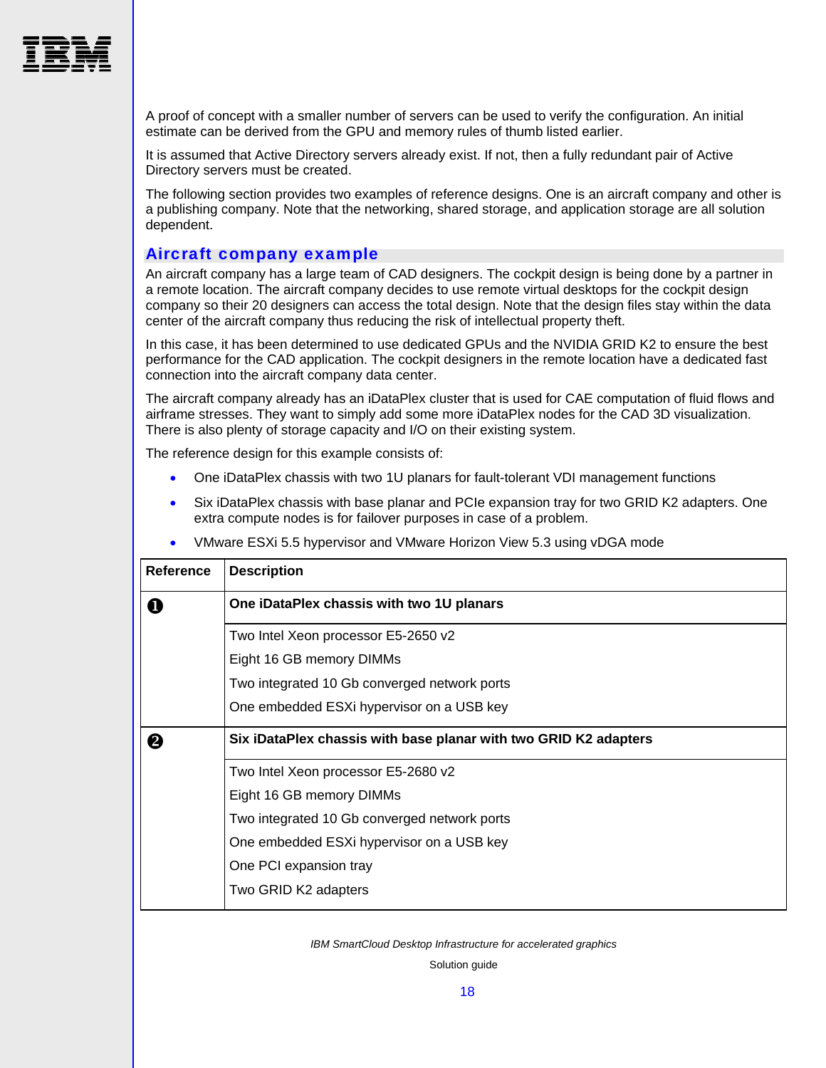A proof of concept with a smaller number of servers can be used to verify the configuration. An initial estimate can be derived from the GPU and memory rules of thumb listed earlier.

It is assumed that Active Directory servers already exist. If not, then a fully redundant pair of Active Directory servers must be created.

The following section provides two examples of reference designs. One is an aircraft company and other is a publishing company. Note that the networking, shared storage, and application storage are all solution dependent.

## Aircraft company example

An aircraft company has a large team of CAD designers. The cockpit design is being done by a partner in a remote location. The aircraft company decides to use remote virtual desktops for the cockpit design company so their 20 designers can access the total design. Note that the design files stay within the data center of the aircraft company thus reducing the risk of intellectual property theft.

In this case, it has been determined to use dedicated GPUs and the NVIDIA GRID K2 to ensure the best performance for the CAD application. The cockpit designers in the remote location have a dedicated fast connection into the aircraft company data center.

The aircraft company already has an iDataPlex cluster that is used for CAE computation of fluid flows and airframe stresses. They want to simply add some more iDataPlex nodes for the CAD 3D visualization. There is also plenty of storage capacity and I/O on their existing system.

The reference design for this example consists of:

- One iDataPlex chassis with two 1U planars for fault-tolerant VDI management functions
- Six iDataPlex chassis with base planar and PCIe expansion tray for two GRID K2 adapters. One extra compute nodes is for failover purposes in case of a problem.
- VMware ESXi 5.5 hypervisor and VMware Horizon View 5.3 using vDGA mode

| Reference | Description |
|---|---|
| ❶ | **One iDataPlex chassis with two 1U planars** |
| | Two Intel Xeon processor E5-2650 v2<br>Eight 16 GB memory DIMMs<br>Two integrated 10 Gb converged network ports<br>One embedded ESXi hypervisor on a USB key |
| ❷ | **Six iDataPlex chassis with base planar with two GRID K2 adapters** |
| | Two Intel Xeon processor E5-2680 v2<br>Eight 16 GB memory DIMMs<br>Two integrated 10 Gb converged network ports<br>One embedded ESXi hypervisor on a USB key<br>One PCI expansion tray<br>Two GRID K2 adapters |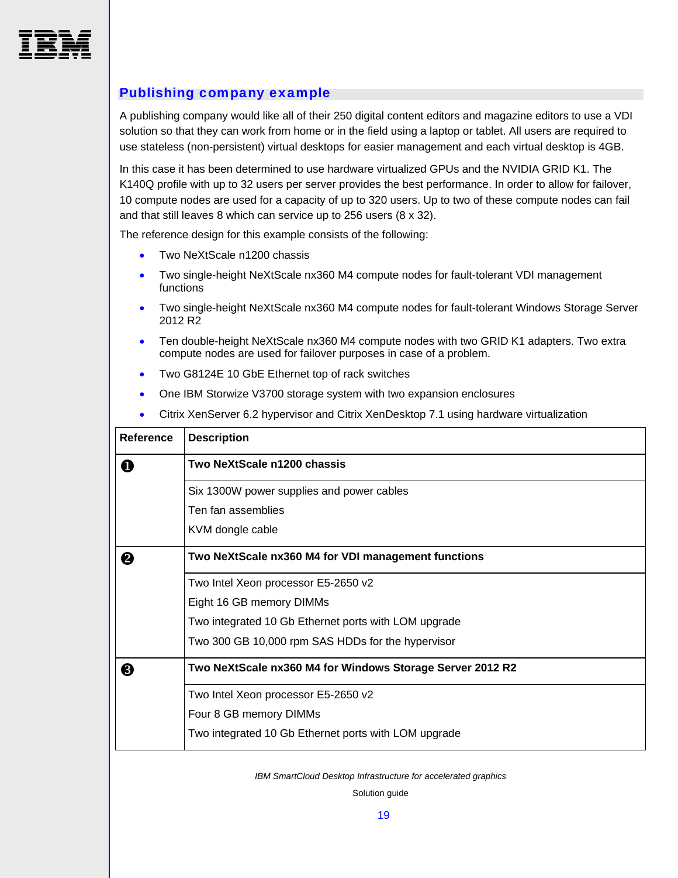## Publishing company example

A publishing company would like all of their 250 digital content editors and magazine editors to use a VDI solution so that they can work from home or in the field using a laptop or tablet. All users are required to use stateless (non-persistent) virtual desktops for easier management and each virtual desktop is 4GB.

In this case it has been determined to use hardware virtualized GPUs and the NVIDIA GRID K1. The K140Q profile with up to 32 users per server provides the best performance. In order to allow for failover, 10 compute nodes are used for a capacity of up to 320 users. Up to two of these compute nodes can fail and that still leaves 8 which can service up to 256 users (8 x 32).

The reference design for this example consists of the following:

- Two NeXtScale n1200 chassis
- Two single-height NeXtScale nx360 M4 compute nodes for fault-tolerant VDI management functions
- Two single-height NeXtScale nx360 M4 compute nodes for fault-tolerant Windows Storage Server 2012 R2
- Ten double-height NeXtScale nx360 M4 compute nodes with two GRID K1 adapters. Two extra compute nodes are used for failover purposes in case of a problem.
- Two G8124E 10 GbE Ethernet top of rack switches
- One IBM Storwize V3700 storage system with two expansion enclosures
- Citrix XenServer 6.2 hypervisor and Citrix XenDesktop 7.1 using hardware virtualization

| Reference | Description |
|---|---|
| ❶ | **Two NeXtScale n1200 chassis** |
| | Six 1300W power supplies and power cables<br>Ten fan assemblies<br>KVM dongle cable |
| ❷ | **Two NeXtScale nx360 M4 for VDI management functions** |
| | Two Intel Xeon processor E5-2650 v2<br>Eight 16 GB memory DIMMs<br>Two integrated 10 Gb Ethernet ports with LOM upgrade<br>Two 300 GB 10,000 rpm SAS HDDs for the hypervisor |
| ❸ | **Two NeXtScale nx360 M4 for Windows Storage Server 2012 R2** |
| | Two Intel Xeon processor E5-2650 v2<br>Four 8 GB memory DIMMs<br>Two integrated 10 Gb Ethernet ports with LOM upgrade |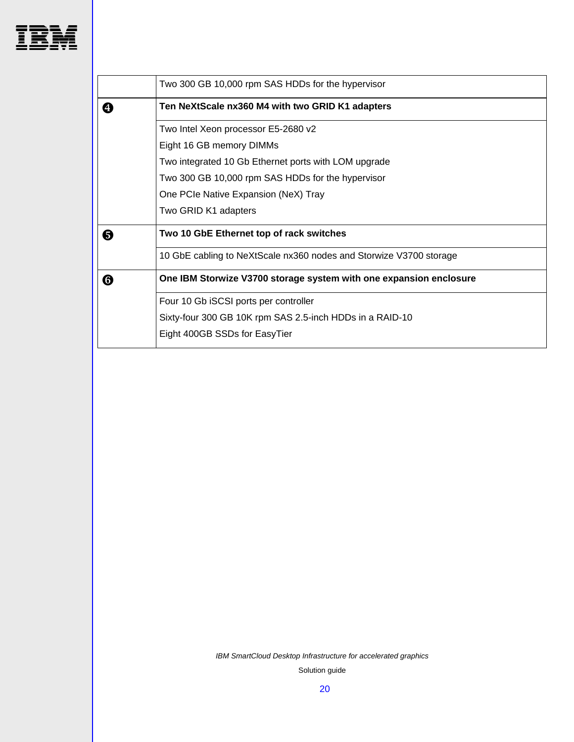| | |
|---|---|
| | Two 300 GB 10,000 rpm SAS HDDs for the hypervisor |
| ❹ | **Ten NeXtScale nx360 M4 with two GRID K1 adapters** |
| | Two Intel Xeon processor E5-2680 v2<br>Eight 16 GB memory DIMMs<br>Two integrated 10 Gb Ethernet ports with LOM upgrade<br>Two 300 GB 10,000 rpm SAS HDDs for the hypervisor<br>One PCIe Native Expansion (NeX) Tray<br>Two GRID K1 adapters |
| ❺ | **Two 10 GbE Ethernet top of rack switches** |
| | 10 GbE cabling to NeXtScale nx360 nodes and Storwize V3700 storage |
| ❻ | **One IBM Storwize V3700 storage system with one expansion enclosure** |
| | Four 10 Gb iSCSI ports per controller<br>Sixty-four 300 GB 10K rpm SAS 2.5-inch HDDs in a RAID-10<br>Eight 400GB SSDs for EasyTier |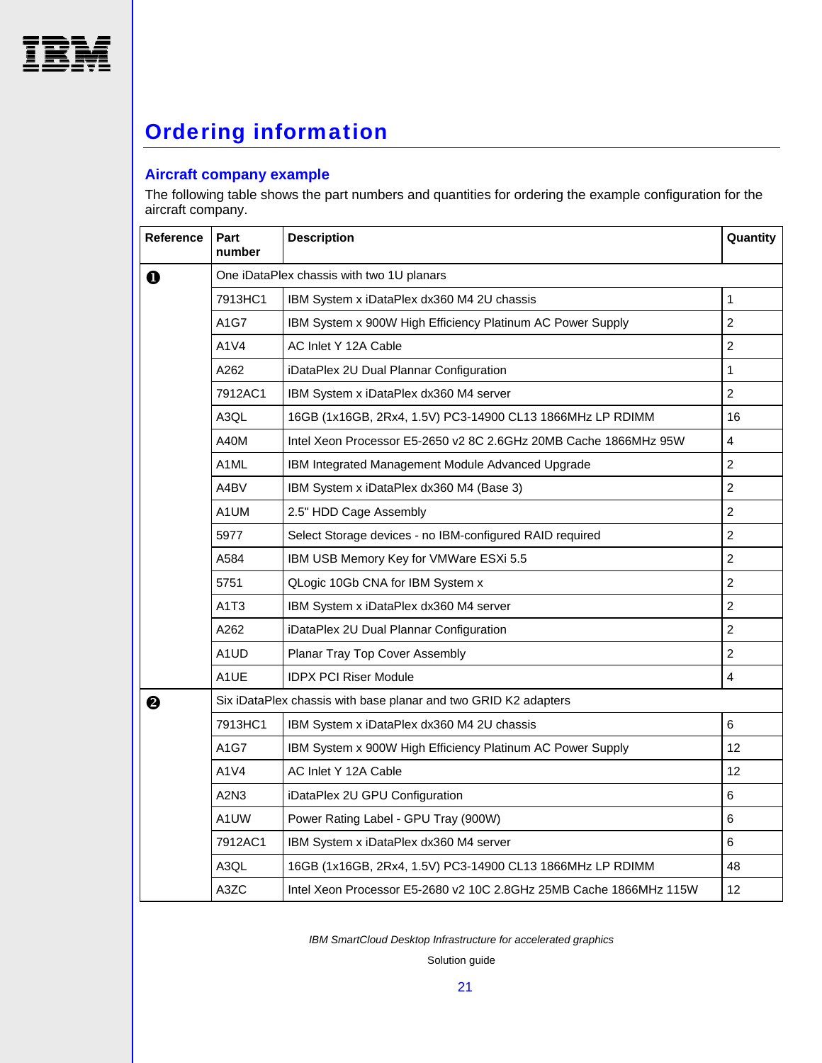# Ordering information

## Aircraft company example

The following table shows the part numbers and quantities for ordering the example configuration for the aircraft company.

| Reference | Part number | Description | Quantity |
|---|---|---|---|
| ❶ | One iDataPlex chassis with two 1U planars | | |
| | 7913HC1 | IBM System x iDataPlex dx360 M4 2U chassis | 1 |
| | A1G7 | IBM System x 900W High Efficiency Platinum AC Power Supply | 2 |
| | A1V4 | AC Inlet Y 12A Cable | 2 |
| | A262 | iDataPlex 2U Dual Plannar Configuration | 1 |
| | 7912AC1 | IBM System x iDataPlex dx360 M4 server | 2 |
| | A3QL | 16GB (1x16GB, 2Rx4, 1.5V) PC3-14900 CL13 1866MHz LP RDIMM | 16 |
| | A40M | Intel Xeon Processor E5-2650 v2 8C 2.6GHz 20MB Cache 1866MHz 95W | 4 |
| | A1ML | IBM Integrated Management Module Advanced Upgrade | 2 |
| | A4BV | IBM System x iDataPlex dx360 M4 (Base 3) | 2 |
| | A1UM | 2.5" HDD Cage Assembly | 2 |
| | 5977 | Select Storage devices - no IBM-configured RAID required | 2 |
| | A584 | IBM USB Memory Key for VMWare ESXi 5.5 | 2 |
| | 5751 | QLogic 10Gb CNA for IBM System x | 2 |
| | A1T3 | IBM System x iDataPlex dx360 M4 server | 2 |
| | A262 | iDataPlex 2U Dual Plannar Configuration | 2 |
| | A1UD | Planar Tray Top Cover Assembly | 2 |
| | A1UE | IDPX PCI Riser Module | 4 |
| ❷ | Six iDataPlex chassis with base planar and two GRID K2 adapters | | |
| | 7913HC1 | IBM System x iDataPlex dx360 M4 2U chassis | 6 |
| | A1G7 | IBM System x 900W High Efficiency Platinum AC Power Supply | 12 |
| | A1V4 | AC Inlet Y 12A Cable | 12 |
| | A2N3 | iDataPlex 2U GPU Configuration | 6 |
| | A1UW | Power Rating Label - GPU Tray (900W) | 6 |
| | 7912AC1 | IBM System x iDataPlex dx360 M4 server | 6 |
| | A3QL | 16GB (1x16GB, 2Rx4, 1.5V) PC3-14900 CL13 1866MHz LP RDIMM | 48 |
| | A3ZC | Intel Xeon Processor E5-2680 v2 10C 2.8GHz 25MB Cache 1866MHz 115W | 12 |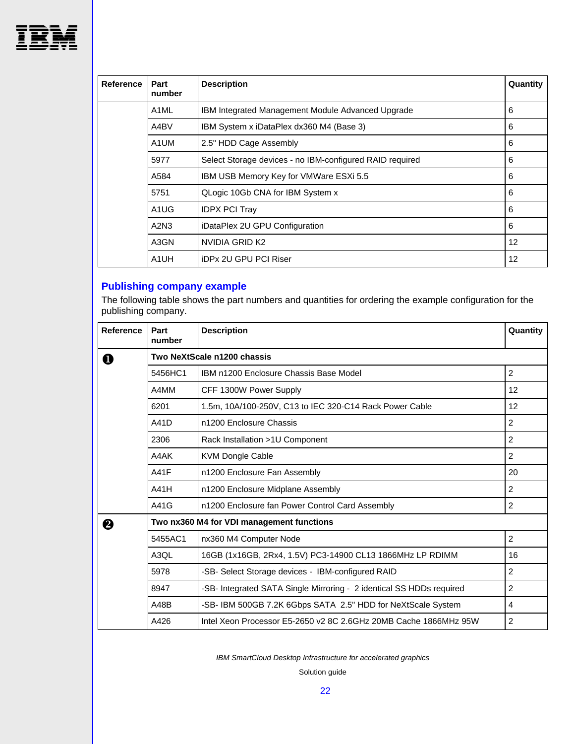| Reference | Part number | Description | Quantity |
|---|---|---|---|
| | A1ML | IBM Integrated Management Module Advanced Upgrade | 6 |
| | A4BV | IBM System x iDataPlex dx360 M4 (Base 3) | 6 |
| | A1UM | 2.5" HDD Cage Assembly | 6 |
| | 5977 | Select Storage devices - no IBM-configured RAID required | 6 |
| | A584 | IBM USB Memory Key for VMWare ESXi 5.5 | 6 |
| | 5751 | QLogic 10Gb CNA for IBM System x | 6 |
| | A1UG | IDPX PCI Tray | 6 |
| | A2N3 | iDataPlex 2U GPU Configuration | 6 |
| | A3GN | NVIDIA GRID K2 | 12 |
| | A1UH | iDPx 2U GPU PCI Riser | 12 |

## Publishing company example

The following table shows the part numbers and quantities for ordering the example configuration for the publishing company.

| Reference | Part number | Description | Quantity |
|---|---|---|---|
| ❶ | **Two NeXtScale n1200 chassis** | | |
| | 5456HC1 | IBM n1200 Enclosure Chassis Base Model | 2 |
| | A4MM | CFF 1300W Power Supply | 12 |
| | 6201 | 1.5m, 10A/100-250V, C13 to IEC 320-C14 Rack Power Cable | 12 |
| | A41D | n1200 Enclosure Chassis | 2 |
| | 2306 | Rack Installation >1U Component | 2 |
| | A4AK | KVM Dongle Cable | 2 |
| | A41F | n1200 Enclosure Fan Assembly | 20 |
| | A41H | n1200 Enclosure Midplane Assembly | 2 |
| | A41G | n1200 Enclosure fan Power Control Card Assembly | 2 |
| ❷ | **Two nx360 M4 for VDI management functions** | | |
| | 5455AC1 | nx360 M4 Computer Node | 2 |
| | A3QL | 16GB (1x16GB, 2Rx4, 1.5V) PC3-14900 CL13 1866MHz LP RDIMM | 16 |
| | 5978 | -SB- Select Storage devices - IBM-configured RAID | 2 |
| | 8947 | -SB- Integrated SATA Single Mirroring - 2 identical SS HDDs required | 2 |
| | A48B | -SB- IBM 500GB 7.2K 6Gbps SATA 2.5" HDD for NeXtScale System | 4 |
| | A426 | Intel Xeon Processor E5-2650 v2 8C 2.6GHz 20MB Cache 1866MHz 95W | 2 |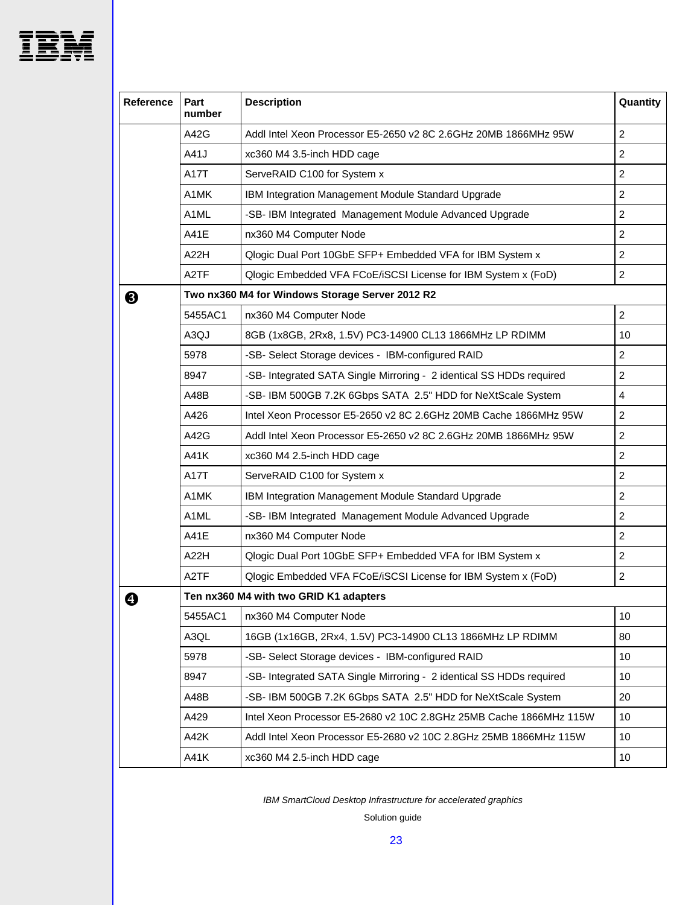| Reference | Part number | Description | Quantity |
|---|---|---|---|
| | A42G | Addl Intel Xeon Processor E5-2650 v2 8C 2.6GHz 20MB 1866MHz 95W | 2 |
| | A41J | xc360 M4 3.5-inch HDD cage | 2 |
| | A17T | ServeRAID C100 for System x | 2 |
| | A1MK | IBM Integration Management Module Standard Upgrade | 2 |
| | A1ML | -SB- IBM Integrated Management Module Advanced Upgrade | 2 |
| | A41E | nx360 M4 Computer Node | 2 |
| | A22H | Qlogic Dual Port 10GbE SFP+ Embedded VFA for IBM System x | 2 |
| | A2TF | Qlogic Embedded VFA FCoE/iSCSI License for IBM System x (FoD) | 2 |
| ❸ | **Two nx360 M4 for Windows Storage Server 2012 R2** | | |
| | 5455AC1 | nx360 M4 Computer Node | 2 |
| | A3QJ | 8GB (1x8GB, 2Rx8, 1.5V) PC3-14900 CL13 1866MHz LP RDIMM | 10 |
| | 5978 | -SB- Select Storage devices - IBM-configured RAID | 2 |
| | 8947 | -SB- Integrated SATA Single Mirroring - 2 identical SS HDDs required | 2 |
| | A48B | -SB- IBM 500GB 7.2K 6Gbps SATA 2.5" HDD for NeXtScale System | 4 |
| | A426 | Intel Xeon Processor E5-2650 v2 8C 2.6GHz 20MB Cache 1866MHz 95W | 2 |
| | A42G | Addl Intel Xeon Processor E5-2650 v2 8C 2.6GHz 20MB 1866MHz 95W | 2 |
| | A41K | xc360 M4 2.5-inch HDD cage | 2 |
| | A17T | ServeRAID C100 for System x | 2 |
| | A1MK | IBM Integration Management Module Standard Upgrade | 2 |
| | A1ML | -SB- IBM Integrated Management Module Advanced Upgrade | 2 |
| | A41E | nx360 M4 Computer Node | 2 |
| | A22H | Qlogic Dual Port 10GbE SFP+ Embedded VFA for IBM System x | 2 |
| | A2TF | Qlogic Embedded VFA FCoE/iSCSI License for IBM System x (FoD) | 2 |
| ❹ | **Ten nx360 M4 with two GRID K1 adapters** | | |
| | 5455AC1 | nx360 M4 Computer Node | 10 |
| | A3QL | 16GB (1x16GB, 2Rx4, 1.5V) PC3-14900 CL13 1866MHz LP RDIMM | 80 |
| | 5978 | -SB- Select Storage devices - IBM-configured RAID | 10 |
| | 8947 | -SB- Integrated SATA Single Mirroring - 2 identical SS HDDs required | 10 |
| | A48B | -SB- IBM 500GB 7.2K 6Gbps SATA 2.5" HDD for NeXtScale System | 20 |
| | A429 | Intel Xeon Processor E5-2680 v2 10C 2.8GHz 25MB Cache 1866MHz 115W | 10 |
| | A42K | Addl Intel Xeon Processor E5-2680 v2 10C 2.8GHz 25MB 1866MHz 115W | 10 |
| | A41K | xc360 M4 2.5-inch HDD cage | 10 |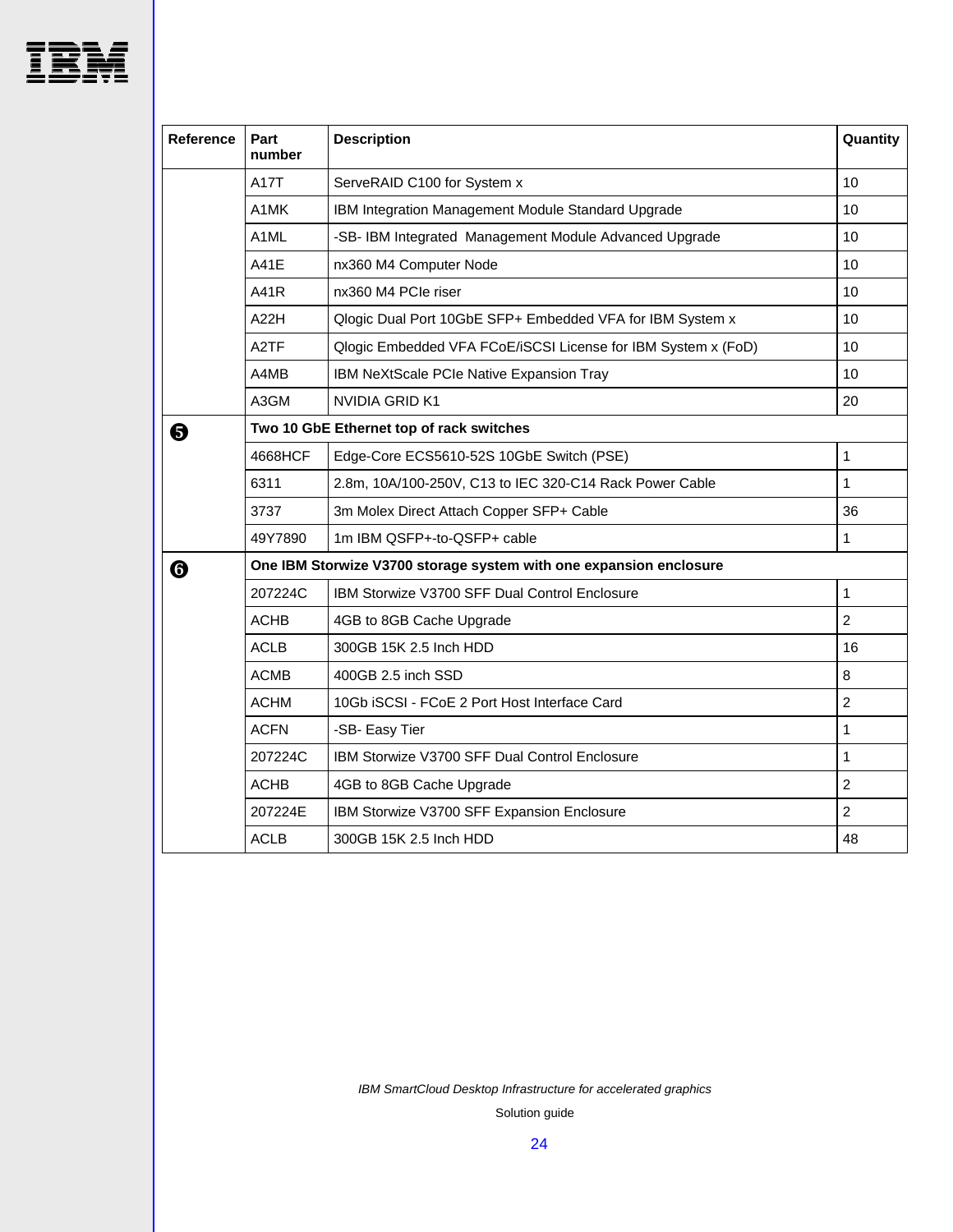| Reference | Part number | Description | Quantity |
|---|---|---|---|
| | A17T | ServeRAID C100 for System x | 10 |
| | A1MK | IBM Integration Management Module Standard Upgrade | 10 |
| | A1ML | -SB- IBM Integrated Management Module Advanced Upgrade | 10 |
| | A41E | nx360 M4 Computer Node | 10 |
| | A41R | nx360 M4 PCIe riser | 10 |
| | A22H | Qlogic Dual Port 10GbE SFP+ Embedded VFA for IBM System x | 10 |
| | A2TF | Qlogic Embedded VFA FCoE/iSCSI License for IBM System x (FoD) | 10 |
| | A4MB | IBM NeXtScale PCIe Native Expansion Tray | 10 |
| | A3GM | NVIDIA GRID K1 | 20 |
| ❺ | **Two 10 GbE Ethernet top of rack switches** | | |
| | 4668HCF | Edge-Core ECS5610-52S 10GbE Switch (PSE) | 1 |
| | 6311 | 2.8m, 10A/100-250V, C13 to IEC 320-C14 Rack Power Cable | 1 |
| | 3737 | 3m Molex Direct Attach Copper SFP+ Cable | 36 |
| | 49Y7890 | 1m IBM QSFP+-to-QSFP+ cable | 1 |
| ❻ | **One IBM Storwize V3700 storage system with one expansion enclosure** | | |
| | 207224C | IBM Storwize V3700 SFF Dual Control Enclosure | 1 |
| | ACHB | 4GB to 8GB Cache Upgrade | 2 |
| | ACLB | 300GB 15K 2.5 Inch HDD | 16 |
| | ACMB | 400GB 2.5 inch SSD | 8 |
| | ACHM | 10Gb iSCSI - FCoE 2 Port Host Interface Card | 2 |
| | ACFN | -SB- Easy Tier | 1 |
| | 207224C | IBM Storwize V3700 SFF Dual Control Enclosure | 1 |
| | ACHB | 4GB to 8GB Cache Upgrade | 2 |
| | 207224E | IBM Storwize V3700 SFF Expansion Enclosure | 2 |
| | ACLB | 300GB 15K 2.5 Inch HDD | 48 |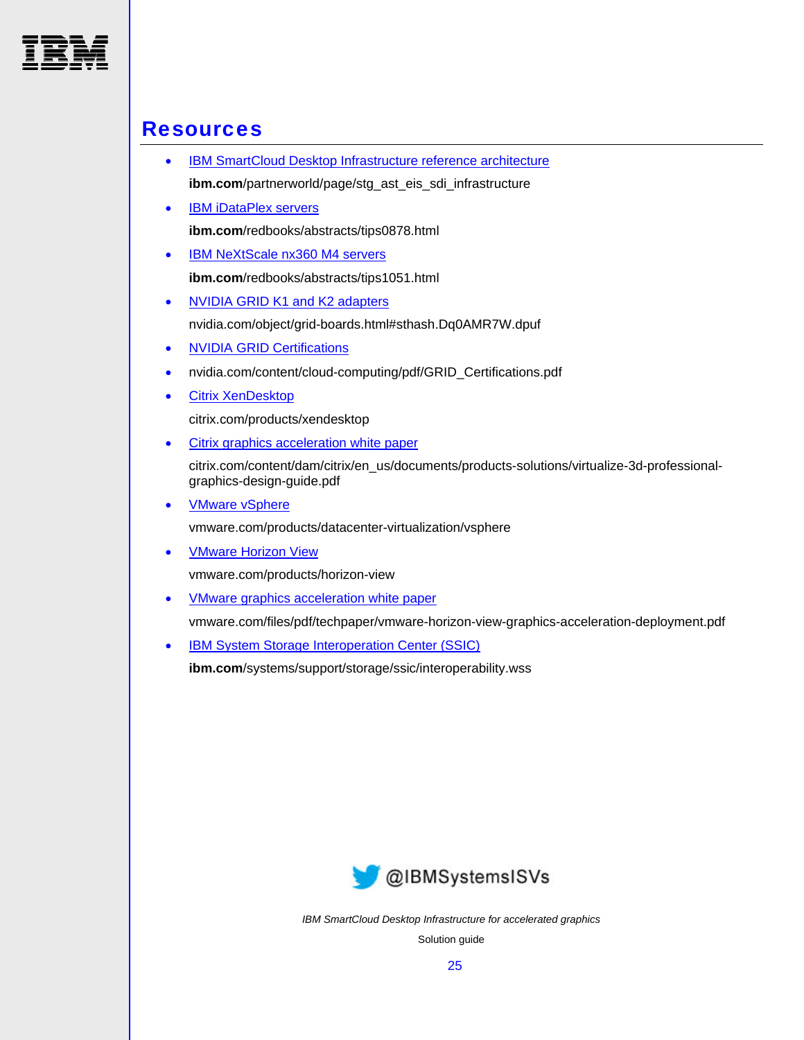## Resources

- IBM SmartCloud Desktop Infrastructure reference architecture

  **ibm.com**/partnerworld/page/stg_ast_eis_sdi_infrastructure
- IBM iDataPlex servers

  **ibm.com**/redbooks/abstracts/tips0878.html
- IBM NeXtScale nx360 M4 servers

  **ibm.com**/redbooks/abstracts/tips1051.html
- NVIDIA GRID K1 and K2 adapters

  nvidia.com/object/grid-boards.html#sthash.Dq0AMR7W.dpuf
- NVIDIA GRID Certifications
- nvidia.com/content/cloud-computing/pdf/GRID_Certifications.pdf
- Citrix XenDesktop

  citrix.com/products/xendesktop
- Citrix graphics acceleration white paper

  citrix.com/content/dam/citrix/en_us/documents/products-solutions/virtualize-3d-professional-graphics-design-guide.pdf
- VMware vSphere

  vmware.com/products/datacenter-virtualization/vsphere
- VMware Horizon View

  vmware.com/products/horizon-view
- VMware graphics acceleration white paper

  vmware.com/files/pdf/techpaper/vmware-horizon-view-graphics-acceleration-deployment.pdf
- IBM System Storage Interoperation Center (SSIC)

  **ibm.com**/systems/support/storage/ssic/interoperability.wss

@IBMSystemsISVs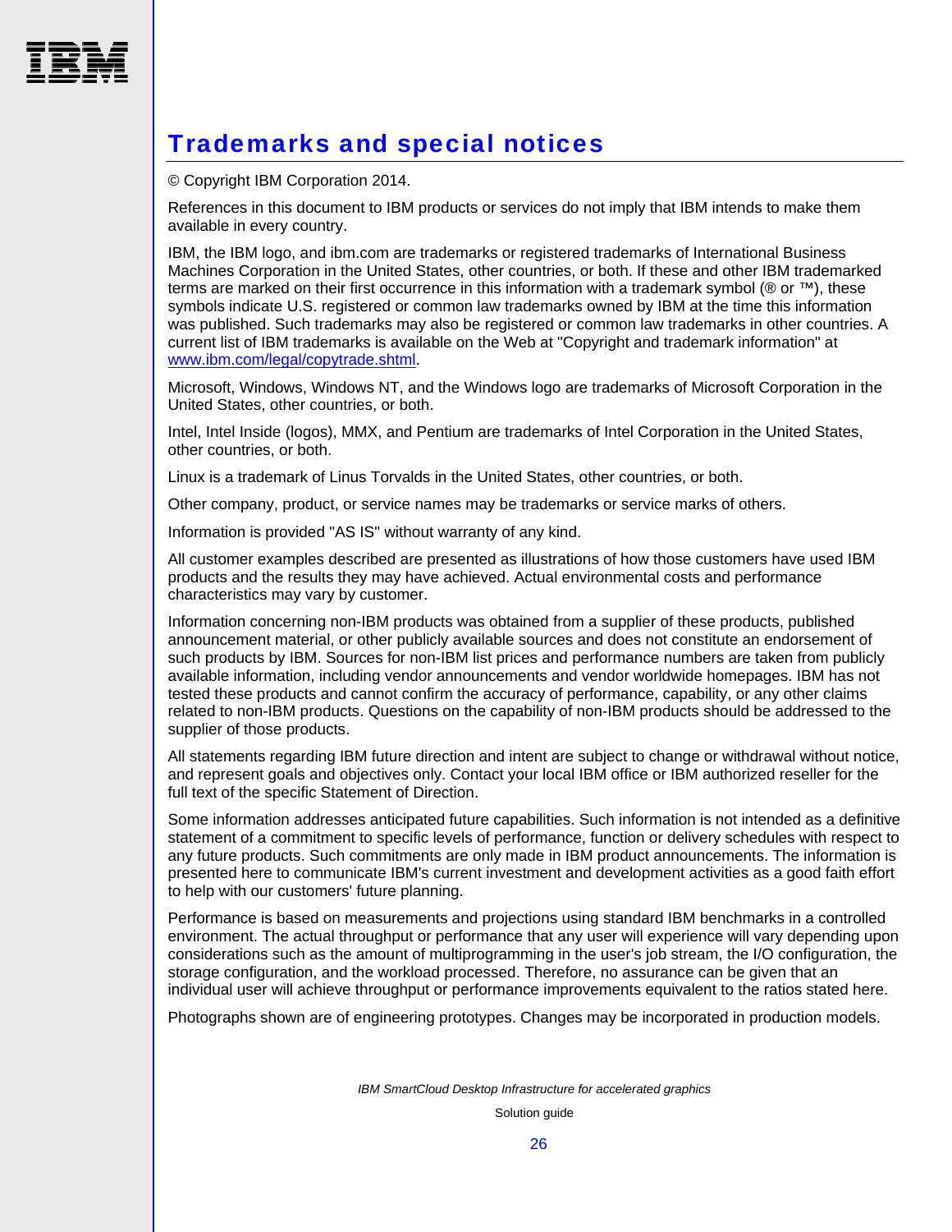# Trademarks and special notices

© Copyright IBM Corporation 2014.

References in this document to IBM products or services do not imply that IBM intends to make them available in every country.

IBM, the IBM logo, and ibm.com are trademarks or registered trademarks of International Business Machines Corporation in the United States, other countries, or both. If these and other IBM trademarked terms are marked on their first occurrence in this information with a trademark symbol (® or ™), these symbols indicate U.S. registered or common law trademarks owned by IBM at the time this information was published. Such trademarks may also be registered or common law trademarks in other countries. A current list of IBM trademarks is available on the Web at "Copyright and trademark information" at www.ibm.com/legal/copytrade.shtml.

Microsoft, Windows, Windows NT, and the Windows logo are trademarks of Microsoft Corporation in the United States, other countries, or both.

Intel, Intel Inside (logos), MMX, and Pentium are trademarks of Intel Corporation in the United States, other countries, or both.

Linux is a trademark of Linus Torvalds in the United States, other countries, or both.

Other company, product, or service names may be trademarks or service marks of others.

Information is provided "AS IS" without warranty of any kind.

All customer examples described are presented as illustrations of how those customers have used IBM products and the results they may have achieved. Actual environmental costs and performance characteristics may vary by customer.

Information concerning non-IBM products was obtained from a supplier of these products, published announcement material, or other publicly available sources and does not constitute an endorsement of such products by IBM. Sources for non-IBM list prices and performance numbers are taken from publicly available information, including vendor announcements and vendor worldwide homepages. IBM has not tested these products and cannot confirm the accuracy of performance, capability, or any other claims related to non-IBM products. Questions on the capability of non-IBM products should be addressed to the supplier of those products.

All statements regarding IBM future direction and intent are subject to change or withdrawal without notice, and represent goals and objectives only. Contact your local IBM office or IBM authorized reseller for the full text of the specific Statement of Direction.

Some information addresses anticipated future capabilities. Such information is not intended as a definitive statement of a commitment to specific levels of performance, function or delivery schedules with respect to any future products. Such commitments are only made in IBM product announcements. The information is presented here to communicate IBM's current investment and development activities as a good faith effort to help with our customers' future planning.

Performance is based on measurements and projections using standard IBM benchmarks in a controlled environment. The actual throughput or performance that any user will experience will vary depending upon considerations such as the amount of multiprogramming in the user's job stream, the I/O configuration, the storage configuration, and the workload processed. Therefore, no assurance can be given that an individual user will achieve throughput or performance improvements equivalent to the ratios stated here.

Photographs shown are of engineering prototypes. Changes may be incorporated in production models.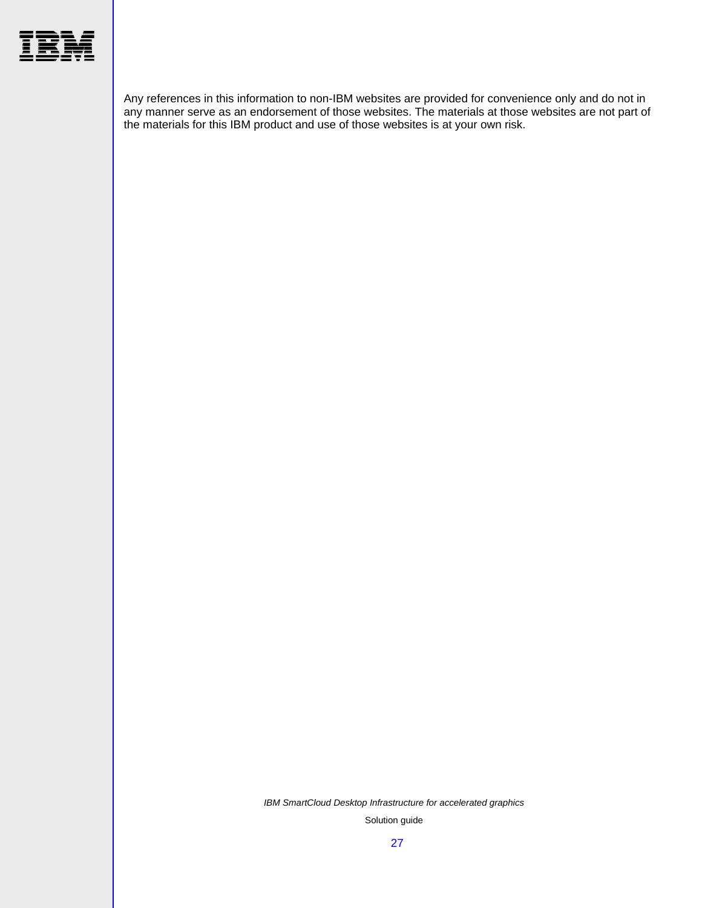Any references in this information to non-IBM websites are provided for convenience only and do not in any manner serve as an endorsement of those websites. The materials at those websites are not part of the materials for this IBM product and use of those websites is at your own risk.